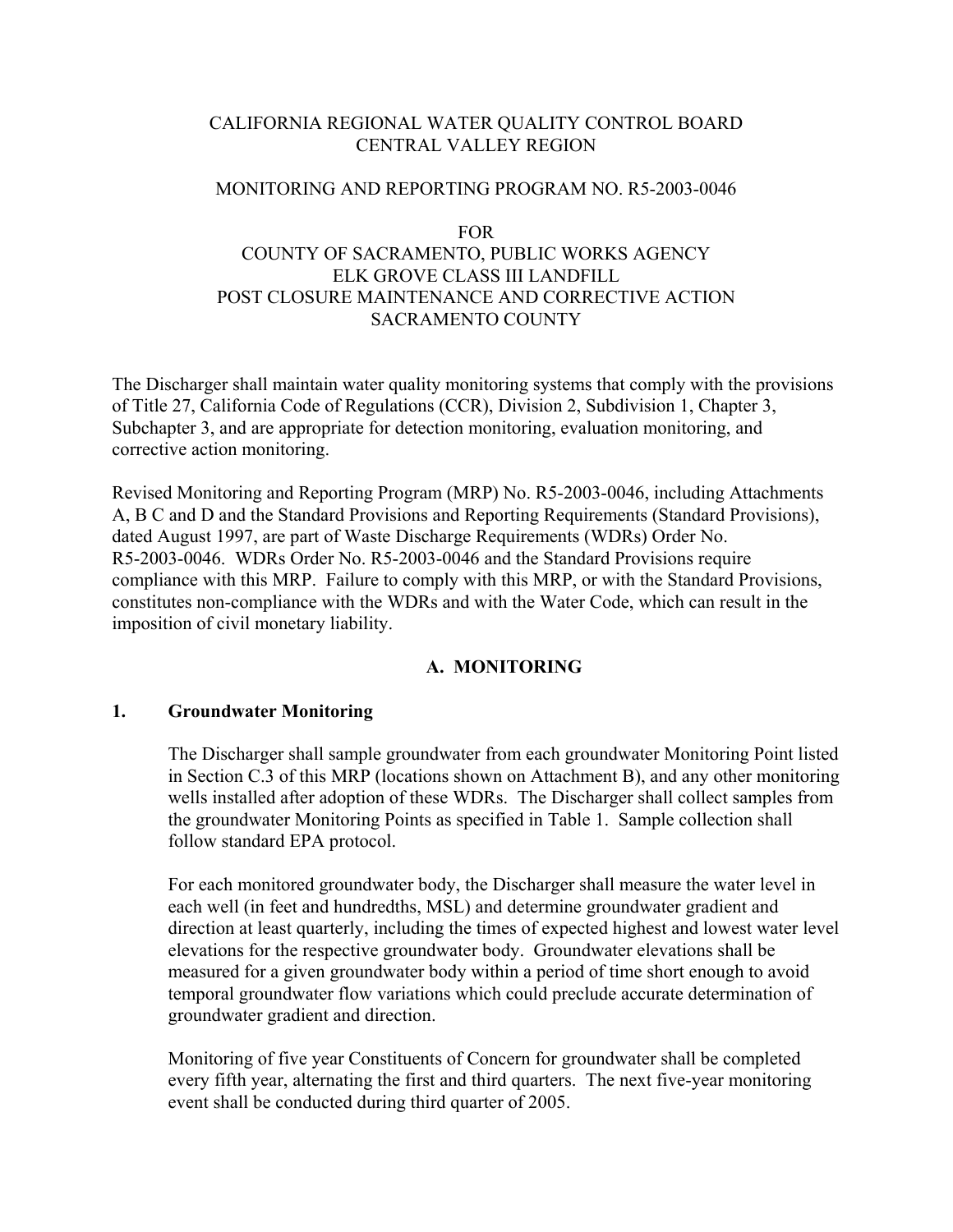CALIFORNIA REGIONAL WATER QUALITY CONTROL BOARD
CENTRAL VALLEY REGION

MONITORING AND REPORTING PROGRAM NO. R5-2003-0046

FOR
COUNTY OF SACRAMENTO, PUBLIC WORKS AGENCY
ELK GROVE CLASS III LANDFILL
POST CLOSURE MAINTENANCE AND CORRECTIVE ACTION
SACRAMENTO COUNTY

The Discharger shall maintain water quality monitoring systems that comply with the provisions of Title 27, California Code of Regulations (CCR), Division 2, Subdivision 1, Chapter 3, Subchapter 3, and are appropriate for detection monitoring, evaluation monitoring, and corrective action monitoring.

Revised Monitoring and Reporting Program (MRP) No. R5-2003-0046, including Attachments A, B C and D and the Standard Provisions and Reporting Requirements (Standard Provisions), dated August 1997, are part of Waste Discharge Requirements (WDRs) Order No. R5-2003-0046. WDRs Order No. R5-2003-0046 and the Standard Provisions require compliance with this MRP. Failure to comply with this MRP, or with the Standard Provisions, constitutes non-compliance with the WDRs and with the Water Code, which can result in the imposition of civil monetary liability.

## A. MONITORING

### 1. Groundwater Monitoring

The Discharger shall sample groundwater from each groundwater Monitoring Point listed in Section C.3 of this MRP (locations shown on Attachment B), and any other monitoring wells installed after adoption of these WDRs. The Discharger shall collect samples from the groundwater Monitoring Points as specified in Table 1. Sample collection shall follow standard EPA protocol.

For each monitored groundwater body, the Discharger shall measure the water level in each well (in feet and hundredths, MSL) and determine groundwater gradient and direction at least quarterly, including the times of expected highest and lowest water level elevations for the respective groundwater body. Groundwater elevations shall be measured for a given groundwater body within a period of time short enough to avoid temporal groundwater flow variations which could preclude accurate determination of groundwater gradient and direction.

Monitoring of five year Constituents of Concern for groundwater shall be completed every fifth year, alternating the first and third quarters. The next five-year monitoring event shall be conducted during third quarter of 2005.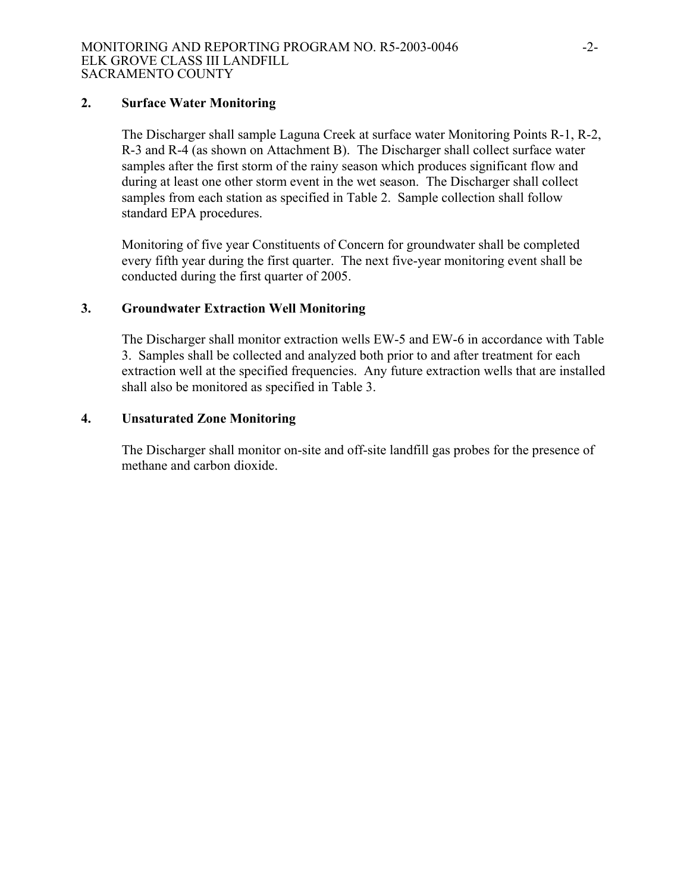## 2. Surface Water Monitoring

The Discharger shall sample Laguna Creek at surface water Monitoring Points R-1, R-2, R-3 and R-4 (as shown on Attachment B). The Discharger shall collect surface water samples after the first storm of the rainy season which produces significant flow and during at least one other storm event in the wet season. The Discharger shall collect samples from each station as specified in Table 2. Sample collection shall follow standard EPA procedures.

Monitoring of five year Constituents of Concern for groundwater shall be completed every fifth year during the first quarter. The next five-year monitoring event shall be conducted during the first quarter of 2005.

## 3. Groundwater Extraction Well Monitoring

The Discharger shall monitor extraction wells EW-5 and EW-6 in accordance with Table 3. Samples shall be collected and analyzed both prior to and after treatment for each extraction well at the specified frequencies. Any future extraction wells that are installed shall also be monitored as specified in Table 3.

## 4. Unsaturated Zone Monitoring

The Discharger shall monitor on-site and off-site landfill gas probes for the presence of methane and carbon dioxide.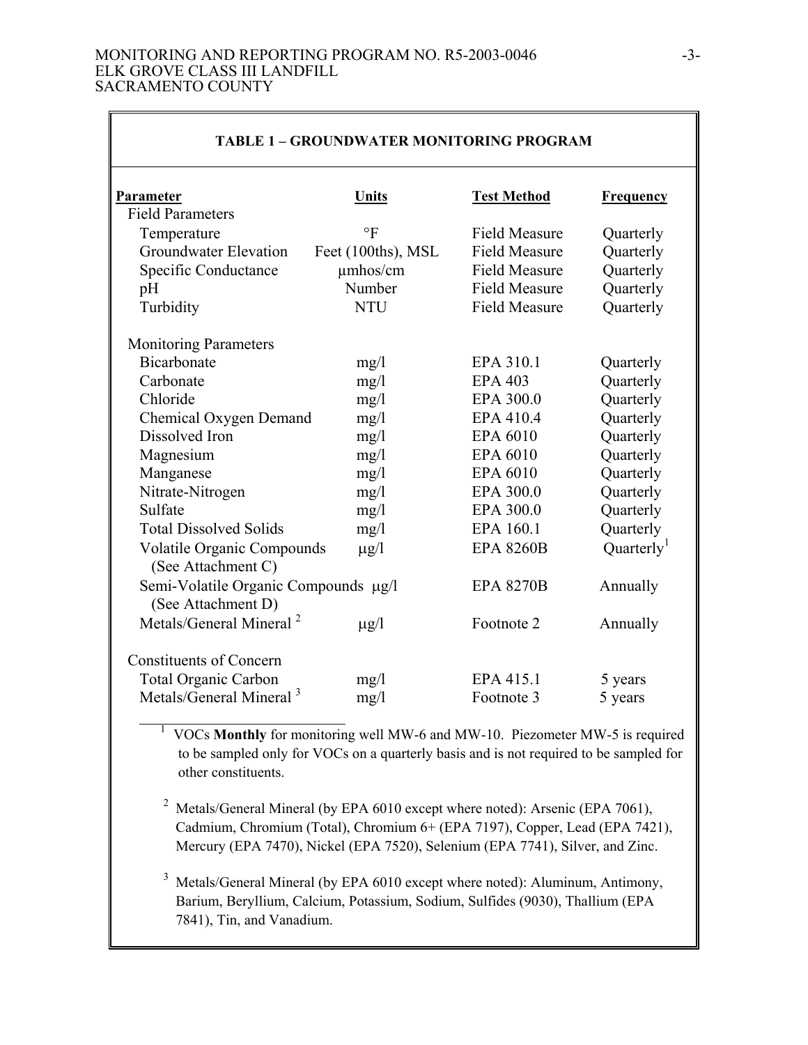## TABLE 1 – GROUNDWATER MONITORING PROGRAM

| Parameter | Units | Test Method | Frequency |
|---|---|---|---|
| Field Parameters | | | |
| Temperature | °F | Field Measure | Quarterly |
| Groundwater Elevation | Feet (100ths), MSL | Field Measure | Quarterly |
| Specific Conductance | μmhos/cm | Field Measure | Quarterly |
| pH | Number | Field Measure | Quarterly |
| Turbidity | NTU | Field Measure | Quarterly |
| Monitoring Parameters | | | |
| Bicarbonate | mg/l | EPA 310.1 | Quarterly |
| Carbonate | mg/l | EPA 403 | Quarterly |
| Chloride | mg/l | EPA 300.0 | Quarterly |
| Chemical Oxygen Demand | mg/l | EPA 410.4 | Quarterly |
| Dissolved Iron | mg/l | EPA 6010 | Quarterly |
| Magnesium | mg/l | EPA 6010 | Quarterly |
| Manganese | mg/l | EPA 6010 | Quarterly |
| Nitrate-Nitrogen | mg/l | EPA 300.0 | Quarterly |
| Sulfate | mg/l | EPA 300.0 | Quarterly |
| Total Dissolved Solids | mg/l | EPA 160.1 | Quarterly |
| Volatile Organic Compounds (See Attachment C) | μg/l | EPA 8260B | Quarterly[1] |
| Semi-Volatile Organic Compounds (See Attachment D) | μg/l | EPA 8270B | Annually |
| Metals/General Mineral [2] | μg/l | Footnote 2 | Annually |
| Constituents of Concern | | | |
| Total Organic Carbon | mg/l | EPA 415.1 | 5 years |
| Metals/General Mineral [3] | mg/l | Footnote 3 | 5 years |

[1] VOCs **Monthly** for monitoring well MW-6 and MW-10. Piezometer MW-5 is required to be sampled only for VOCs on a quarterly basis and is not required to be sampled for other constituents.

[2] Metals/General Mineral (by EPA 6010 except where noted): Arsenic (EPA 7061), Cadmium, Chromium (Total), Chromium 6+ (EPA 7197), Copper, Lead (EPA 7421), Mercury (EPA 7470), Nickel (EPA 7520), Selenium (EPA 7741), Silver, and Zinc.

[3] Metals/General Mineral (by EPA 6010 except where noted): Aluminum, Antimony, Barium, Beryllium, Calcium, Potassium, Sodium, Sulfides (9030), Thallium (EPA 7841), Tin, and Vanadium.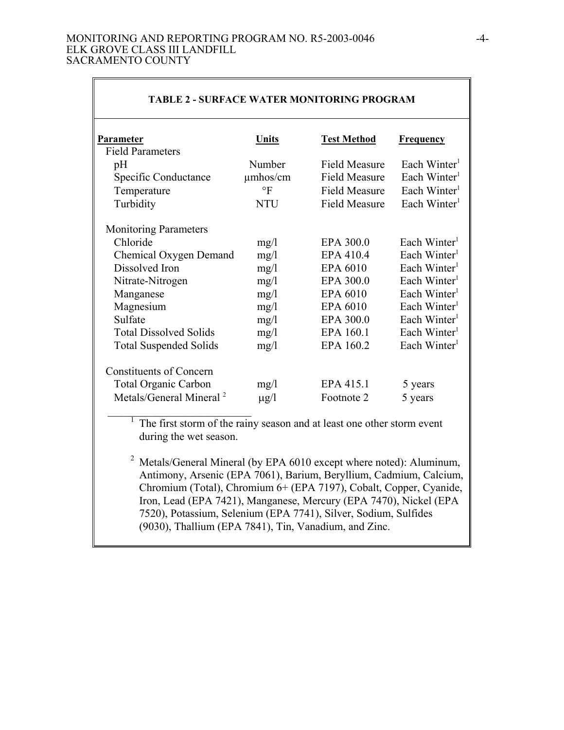**TABLE 2 - SURFACE WATER MONITORING PROGRAM**

| Parameter | Units | Test Method | Frequency |
|---|---|---|---|
| Field Parameters | | | |
| pH | Number | Field Measure | Each Winter[1] |
| Specific Conductance | µmhos/cm | Field Measure | Each Winter[1] |
| Temperature | °F | Field Measure | Each Winter[1] |
| Turbidity | NTU | Field Measure | Each Winter[1] |
| Monitoring Parameters | | | |
| Chloride | mg/l | EPA 300.0 | Each Winter[1] |
| Chemical Oxygen Demand | mg/l | EPA 410.4 | Each Winter[1] |
| Dissolved Iron | mg/l | EPA 6010 | Each Winter[1] |
| Nitrate-Nitrogen | mg/l | EPA 300.0 | Each Winter[1] |
| Manganese | mg/l | EPA 6010 | Each Winter[1] |
| Magnesium | mg/l | EPA 6010 | Each Winter[1] |
| Sulfate | mg/l | EPA 300.0 | Each Winter[1] |
| Total Dissolved Solids | mg/l | EPA 160.1 | Each Winter[1] |
| Total Suspended Solids | mg/l | EPA 160.2 | Each Winter[1] |
| Constituents of Concern | | | |
| Total Organic Carbon | mg/l | EPA 415.1 | 5 years |
| Metals/General Mineral [2] | µg/l | Footnote 2 | 5 years |

[1] The first storm of the rainy season and at least one other storm event during the wet season.

[2] Metals/General Mineral (by EPA 6010 except where noted): Aluminum, Antimony, Arsenic (EPA 7061), Barium, Beryllium, Cadmium, Calcium, Chromium (Total), Chromium 6+ (EPA 7197), Cobalt, Copper, Cyanide, Iron, Lead (EPA 7421), Manganese, Mercury (EPA 7470), Nickel (EPA 7520), Potassium, Selenium (EPA 7741), Silver, Sodium, Sulfides (9030), Thallium (EPA 7841), Tin, Vanadium, and Zinc.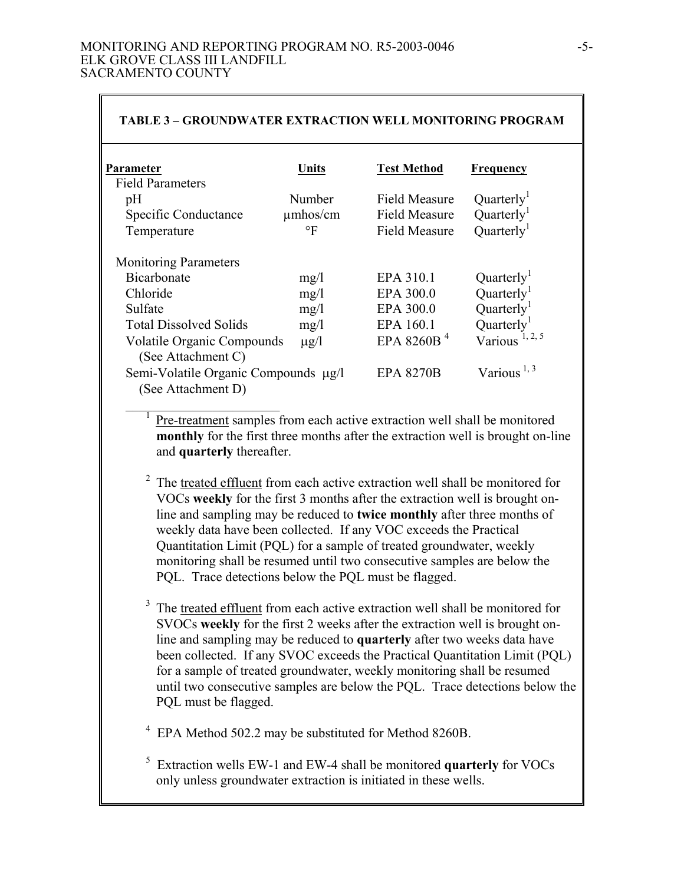## TABLE 3 – GROUNDWATER EXTRACTION WELL MONITORING PROGRAM

| Parameter | Units | Test Method | Frequency |
|---|---|---|---|
| Field Parameters | | | |
| pH | Number | Field Measure | Quarterly[1] |
| Specific Conductance | μmhos/cm | Field Measure | Quarterly[1] |
| Temperature | °F | Field Measure | Quarterly[1] |
| Monitoring Parameters | | | |
| Bicarbonate | mg/l | EPA 310.1 | Quarterly[1] |
| Chloride | mg/l | EPA 300.0 | Quarterly[1] |
| Sulfate | mg/l | EPA 300.0 | Quarterly[1] |
| Total Dissolved Solids | mg/l | EPA 160.1 | Quarterly[1] |
| Volatile Organic Compounds (See Attachment C) | μg/l | EPA 8260B [4] | Various [1, 2, 5] |
| Semi-Volatile Organic Compounds (See Attachment D) | μg/l | EPA 8270B | Various [1, 3] |

[1] Pre-treatment samples from each active extraction well shall be monitored **monthly** for the first three months after the extraction well is brought on-line and **quarterly** thereafter.

[2] The treated effluent from each active extraction well shall be monitored for VOCs **weekly** for the first 3 months after the extraction well is brought on-line and sampling may be reduced to **twice monthly** after three months of weekly data have been collected. If any VOC exceeds the Practical Quantitation Limit (PQL) for a sample of treated groundwater, weekly monitoring shall be resumed until two consecutive samples are below the PQL. Trace detections below the PQL must be flagged.

[3] The treated effluent from each active extraction well shall be monitored for SVOCs **weekly** for the first 2 weeks after the extraction well is brought on-line and sampling may be reduced to **quarterly** after two weeks data have been collected. If any SVOC exceeds the Practical Quantitation Limit (PQL) for a sample of treated groundwater, weekly monitoring shall be resumed until two consecutive samples are below the PQL. Trace detections below the PQL must be flagged.

[4] EPA Method 502.2 may be substituted for Method 8260B.

[5] Extraction wells EW-1 and EW-4 shall be monitored **quarterly** for VOCs only unless groundwater extraction is initiated in these wells.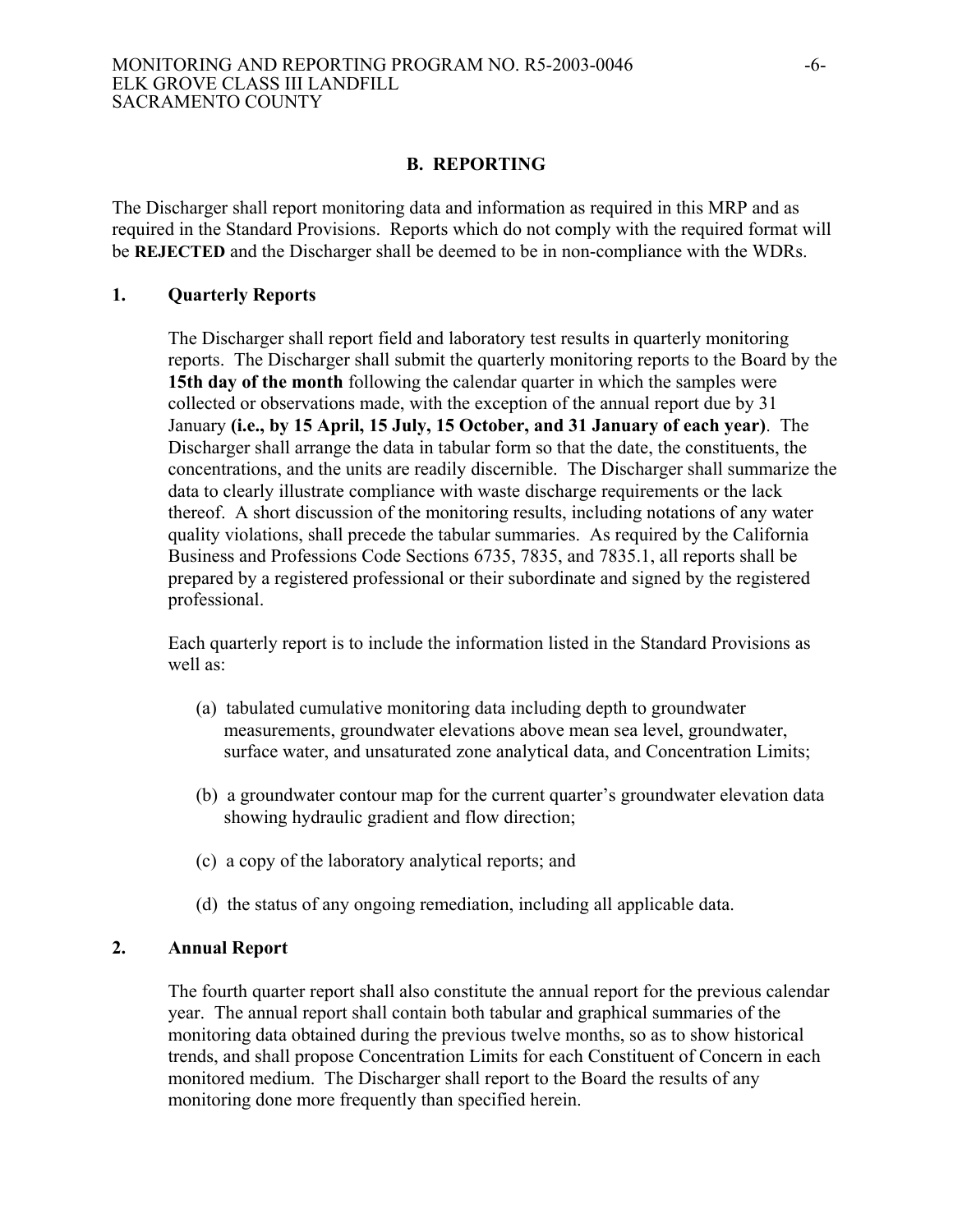## B. REPORTING

The Discharger shall report monitoring data and information as required in this MRP and as required in the Standard Provisions. Reports which do not comply with the required format will be **REJECTED** and the Discharger shall be deemed to be in non-compliance with the WDRs.

### 1. Quarterly Reports

The Discharger shall report field and laboratory test results in quarterly monitoring reports. The Discharger shall submit the quarterly monitoring reports to the Board by the **15th day of the month** following the calendar quarter in which the samples were collected or observations made, with the exception of the annual report due by 31 January **(i.e., by 15 April, 15 July, 15 October, and 31 January of each year)**. The Discharger shall arrange the data in tabular form so that the date, the constituents, the concentrations, and the units are readily discernible. The Discharger shall summarize the data to clearly illustrate compliance with waste discharge requirements or the lack thereof. A short discussion of the monitoring results, including notations of any water quality violations, shall precede the tabular summaries. As required by the California Business and Professions Code Sections 6735, 7835, and 7835.1, all reports shall be prepared by a registered professional or their subordinate and signed by the registered professional.

Each quarterly report is to include the information listed in the Standard Provisions as well as:

(a) tabulated cumulative monitoring data including depth to groundwater measurements, groundwater elevations above mean sea level, groundwater, surface water, and unsaturated zone analytical data, and Concentration Limits;

(b) a groundwater contour map for the current quarter's groundwater elevation data showing hydraulic gradient and flow direction;

(c) a copy of the laboratory analytical reports; and

(d) the status of any ongoing remediation, including all applicable data.

### 2. Annual Report

The fourth quarter report shall also constitute the annual report for the previous calendar year. The annual report shall contain both tabular and graphical summaries of the monitoring data obtained during the previous twelve months, so as to show historical trends, and shall propose Concentration Limits for each Constituent of Concern in each monitored medium. The Discharger shall report to the Board the results of any monitoring done more frequently than specified herein.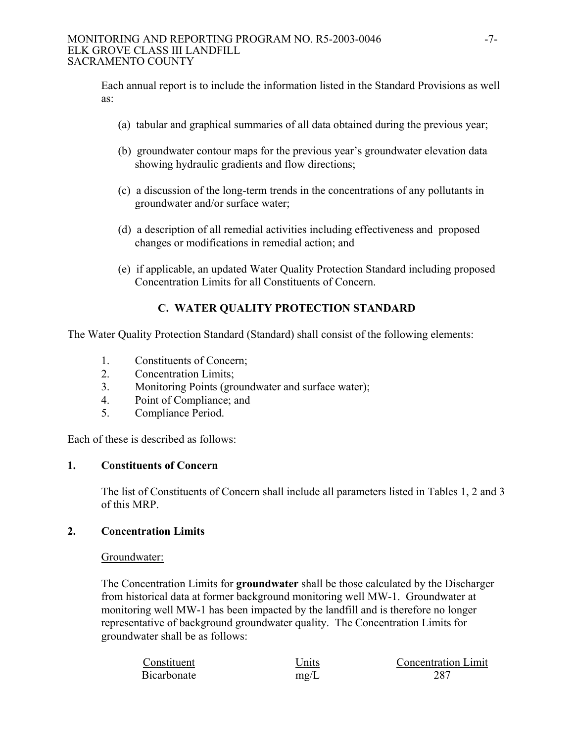Each annual report is to include the information listed in the Standard Provisions as well as:

(a) tabular and graphical summaries of all data obtained during the previous year;

(b) groundwater contour maps for the previous year's groundwater elevation data showing hydraulic gradients and flow directions;

(c) a discussion of the long-term trends in the concentrations of any pollutants in groundwater and/or surface water;

(d) a description of all remedial activities including effectiveness and proposed changes or modifications in remedial action; and

(e) if applicable, an updated Water Quality Protection Standard including proposed Concentration Limits for all Constituents of Concern.

## C. WATER QUALITY PROTECTION STANDARD

The Water Quality Protection Standard (Standard) shall consist of the following elements:

1. Constituents of Concern;
2. Concentration Limits;
3. Monitoring Points (groundwater and surface water);
4. Point of Compliance; and
5. Compliance Period.

Each of these is described as follows:

### 1. Constituents of Concern

The list of Constituents of Concern shall include all parameters listed in Tables 1, 2 and 3 of this MRP.

### 2. Concentration Limits

Groundwater:

The Concentration Limits for **groundwater** shall be those calculated by the Discharger from historical data at former background monitoring well MW-1. Groundwater at monitoring well MW-1 has been impacted by the landfill and is therefore no longer representative of background groundwater quality. The Concentration Limits for groundwater shall be as follows:

| Constituent | Units | Concentration Limit |
|---|---|---|
| Bicarbonate | mg/L | 287 |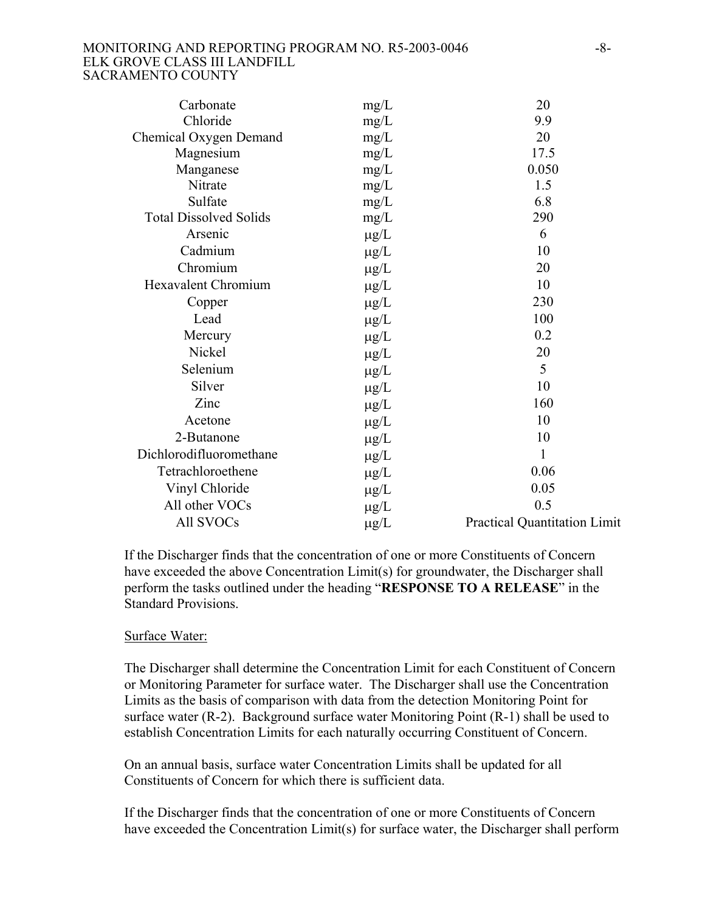| Carbonate | mg/L | 20 |
|---|---|---|
| Chloride | mg/L | 9.9 |
| Chemical Oxygen Demand | mg/L | 20 |
| Magnesium | mg/L | 17.5 |
| Manganese | mg/L | 0.050 |
| Nitrate | mg/L | 1.5 |
| Sulfate | mg/L | 6.8 |
| Total Dissolved Solids | mg/L | 290 |
| Arsenic | μg/L | 6 |
| Cadmium | μg/L | 10 |
| Chromium | μg/L | 20 |
| Hexavalent Chromium | μg/L | 10 |
| Copper | μg/L | 230 |
| Lead | μg/L | 100 |
| Mercury | μg/L | 0.2 |
| Nickel | μg/L | 20 |
| Selenium | μg/L | 5 |
| Silver | μg/L | 10 |
| Zinc | μg/L | 160 |
| Acetone | μg/L | 10 |
| 2-Butanone | μg/L | 10 |
| Dichlorodifluoromethane | μg/L | 1 |
| Tetrachloroethene | μg/L | 0.06 |
| Vinyl Chloride | μg/L | 0.05 |
| All other VOCs | μg/L | 0.5 |
| All SVOCs | μg/L | Practical Quantitation Limit |

If the Discharger finds that the concentration of one or more Constituents of Concern have exceeded the above Concentration Limit(s) for groundwater, the Discharger shall perform the tasks outlined under the heading "**RESPONSE TO A RELEASE**" in the Standard Provisions.

Surface Water:

The Discharger shall determine the Concentration Limit for each Constituent of Concern or Monitoring Parameter for surface water. The Discharger shall use the Concentration Limits as the basis of comparison with data from the detection Monitoring Point for surface water (R-2). Background surface water Monitoring Point (R-1) shall be used to establish Concentration Limits for each naturally occurring Constituent of Concern.

On an annual basis, surface water Concentration Limits shall be updated for all Constituents of Concern for which there is sufficient data.

If the Discharger finds that the concentration of one or more Constituents of Concern have exceeded the Concentration Limit(s) for surface water, the Discharger shall perform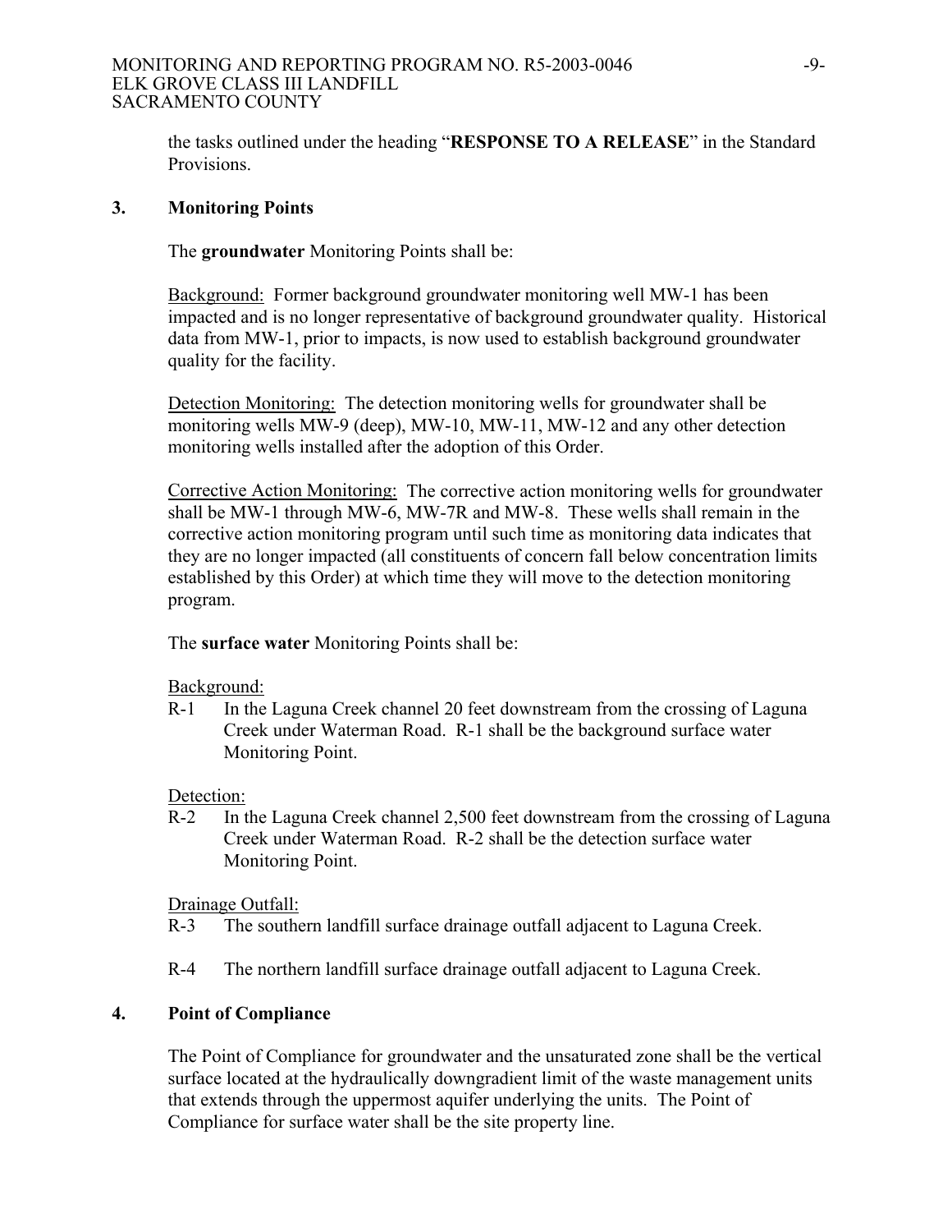the tasks outlined under the heading "**RESPONSE TO A RELEASE**" in the Standard Provisions.

### 3. Monitoring Points

The **groundwater** Monitoring Points shall be:

Background: Former background groundwater monitoring well MW-1 has been impacted and is no longer representative of background groundwater quality. Historical data from MW-1, prior to impacts, is now used to establish background groundwater quality for the facility.

Detection Monitoring: The detection monitoring wells for groundwater shall be monitoring wells MW-9 (deep), MW-10, MW-11, MW-12 and any other detection monitoring wells installed after the adoption of this Order.

Corrective Action Monitoring: The corrective action monitoring wells for groundwater shall be MW-1 through MW-6, MW-7R and MW-8. These wells shall remain in the corrective action monitoring program until such time as monitoring data indicates that they are no longer impacted (all constituents of concern fall below concentration limits established by this Order) at which time they will move to the detection monitoring program.

The **surface water** Monitoring Points shall be:

Background:

R-1 In the Laguna Creek channel 20 feet downstream from the crossing of Laguna Creek under Waterman Road. R-1 shall be the background surface water Monitoring Point.

Detection:

R-2 In the Laguna Creek channel 2,500 feet downstream from the crossing of Laguna Creek under Waterman Road. R-2 shall be the detection surface water Monitoring Point.

Drainage Outfall:

R-3 The southern landfill surface drainage outfall adjacent to Laguna Creek.

R-4 The northern landfill surface drainage outfall adjacent to Laguna Creek.

### 4. Point of Compliance

The Point of Compliance for groundwater and the unsaturated zone shall be the vertical surface located at the hydraulically downgradient limit of the waste management units that extends through the uppermost aquifer underlying the units. The Point of Compliance for surface water shall be the site property line.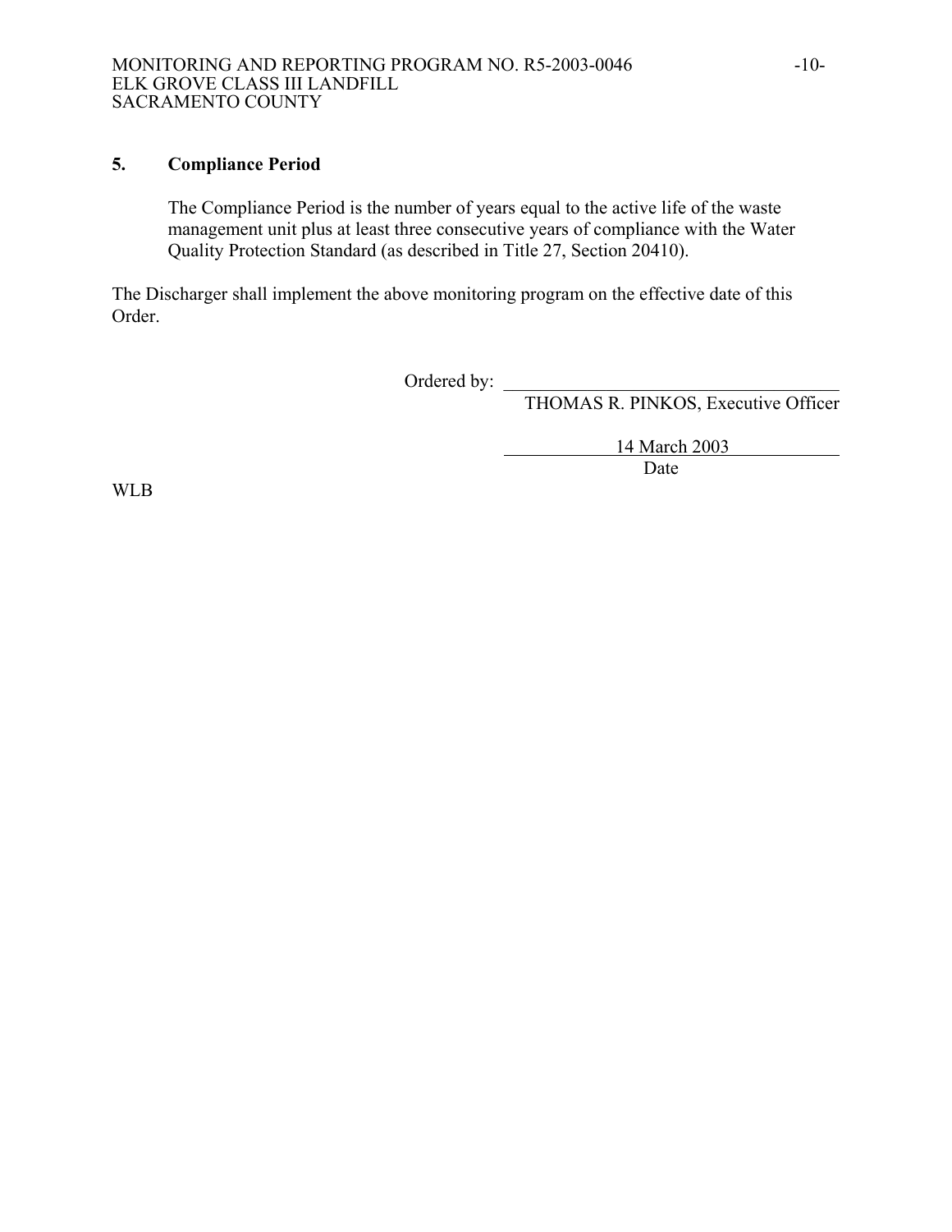### 5. Compliance Period

The Compliance Period is the number of years equal to the active life of the waste management unit plus at least three consecutive years of compliance with the Water Quality Protection Standard (as described in Title 27, Section 20410).

The Discharger shall implement the above monitoring program on the effective date of this Order.

Ordered by: ____________________________________
THOMAS R. PINKOS, Executive Officer

14 March 2003
Date

WLB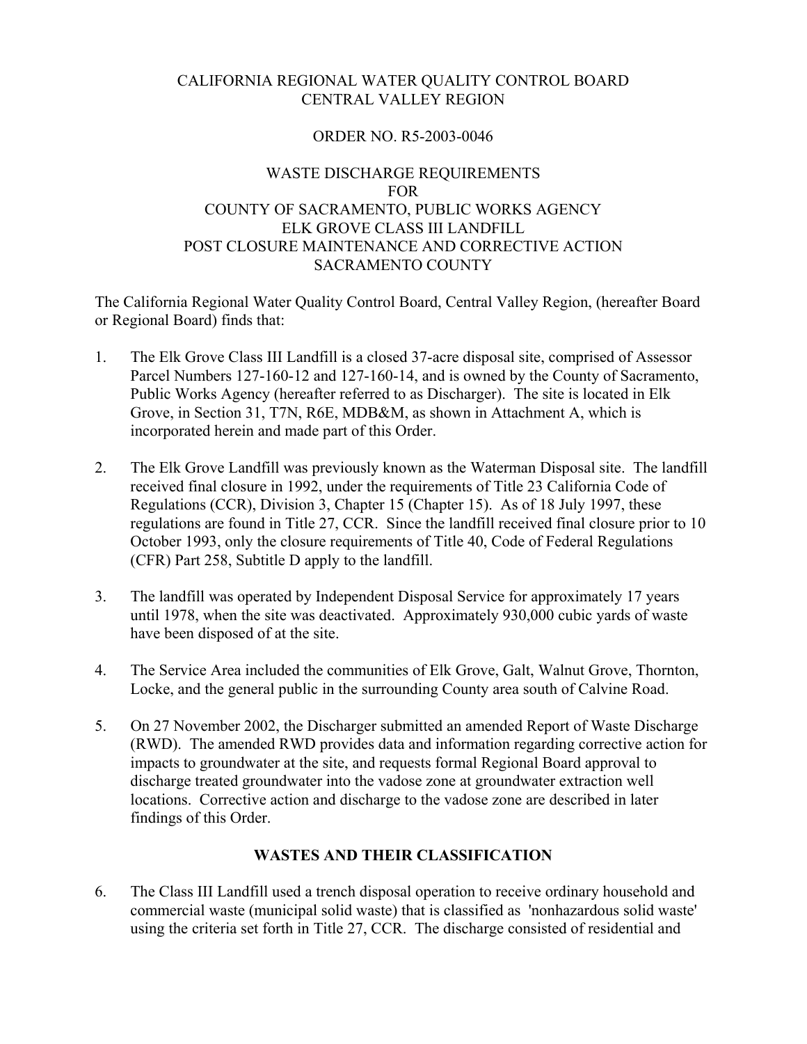CALIFORNIA REGIONAL WATER QUALITY CONTROL BOARD
CENTRAL VALLEY REGION

ORDER NO. R5-2003-0046

WASTE DISCHARGE REQUIREMENTS
FOR
COUNTY OF SACRAMENTO, PUBLIC WORKS AGENCY
ELK GROVE CLASS III LANDFILL
POST CLOSURE MAINTENANCE AND CORRECTIVE ACTION
SACRAMENTO COUNTY

The California Regional Water Quality Control Board, Central Valley Region, (hereafter Board or Regional Board) finds that:

1. The Elk Grove Class III Landfill is a closed 37-acre disposal site, comprised of Assessor Parcel Numbers 127-160-12 and 127-160-14, and is owned by the County of Sacramento, Public Works Agency (hereafter referred to as Discharger). The site is located in Elk Grove, in Section 31, T7N, R6E, MDB&M, as shown in Attachment A, which is incorporated herein and made part of this Order.

2. The Elk Grove Landfill was previously known as the Waterman Disposal site. The landfill received final closure in 1992, under the requirements of Title 23 California Code of Regulations (CCR), Division 3, Chapter 15 (Chapter 15). As of 18 July 1997, these regulations are found in Title 27, CCR. Since the landfill received final closure prior to 10 October 1993, only the closure requirements of Title 40, Code of Federal Regulations (CFR) Part 258, Subtitle D apply to the landfill.

3. The landfill was operated by Independent Disposal Service for approximately 17 years until 1978, when the site was deactivated. Approximately 930,000 cubic yards of waste have been disposed of at the site.

4. The Service Area included the communities of Elk Grove, Galt, Walnut Grove, Thornton, Locke, and the general public in the surrounding County area south of Calvine Road.

5. On 27 November 2002, the Discharger submitted an amended Report of Waste Discharge (RWD). The amended RWD provides data and information regarding corrective action for impacts to groundwater at the site, and requests formal Regional Board approval to discharge treated groundwater into the vadose zone at groundwater extraction well locations. Corrective action and discharge to the vadose zone are described in later findings of this Order.

## WASTES AND THEIR CLASSIFICATION

6. The Class III Landfill used a trench disposal operation to receive ordinary household and commercial waste (municipal solid waste) that is classified as 'nonhazardous solid waste' using the criteria set forth in Title 27, CCR. The discharge consisted of residential and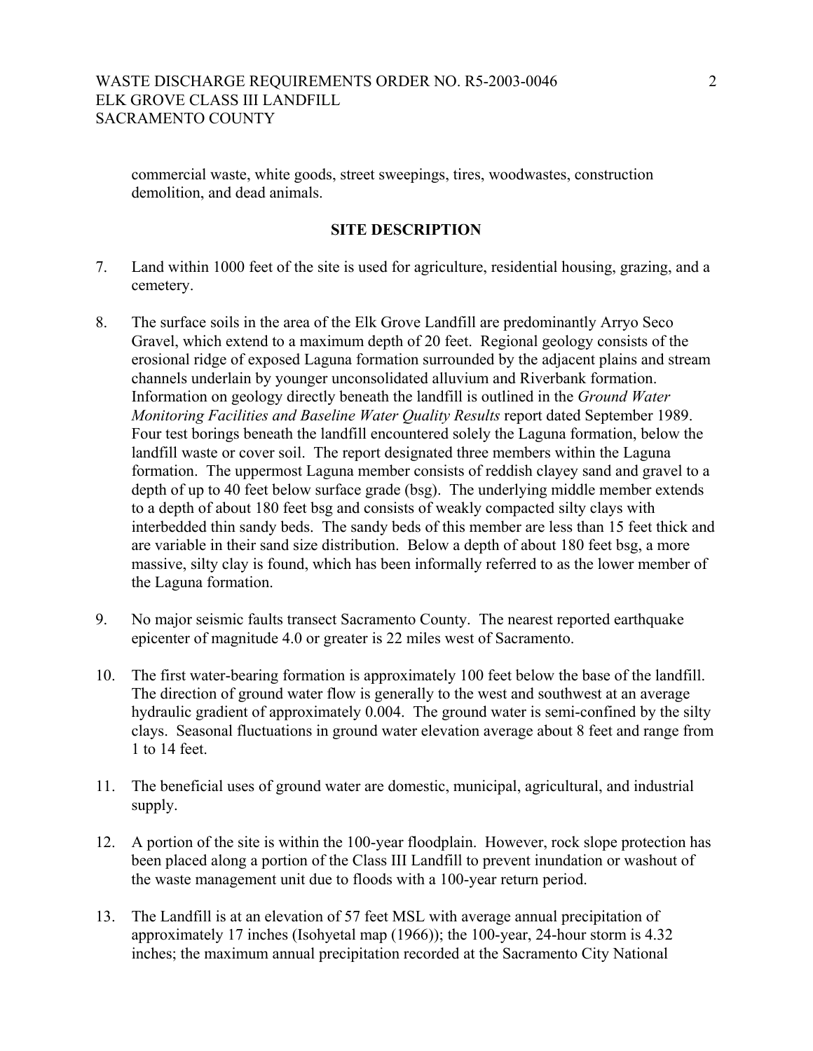commercial waste, white goods, street sweepings, tires, woodwastes, construction demolition, and dead animals.

## SITE DESCRIPTION

7. Land within 1000 feet of the site is used for agriculture, residential housing, grazing, and a cemetery.

8. The surface soils in the area of the Elk Grove Landfill are predominantly Arryo Seco Gravel, which extend to a maximum depth of 20 feet. Regional geology consists of the erosional ridge of exposed Laguna formation surrounded by the adjacent plains and stream channels underlain by younger unconsolidated alluvium and Riverbank formation. Information on geology directly beneath the landfill is outlined in the *Ground Water Monitoring Facilities and Baseline Water Quality Results* report dated September 1989. Four test borings beneath the landfill encountered solely the Laguna formation, below the landfill waste or cover soil. The report designated three members within the Laguna formation. The uppermost Laguna member consists of reddish clayey sand and gravel to a depth of up to 40 feet below surface grade (bsg). The underlying middle member extends to a depth of about 180 feet bsg and consists of weakly compacted silty clays with interbedded thin sandy beds. The sandy beds of this member are less than 15 feet thick and are variable in their sand size distribution. Below a depth of about 180 feet bsg, a more massive, silty clay is found, which has been informally referred to as the lower member of the Laguna formation.

9. No major seismic faults transect Sacramento County. The nearest reported earthquake epicenter of magnitude 4.0 or greater is 22 miles west of Sacramento.

10. The first water-bearing formation is approximately 100 feet below the base of the landfill. The direction of ground water flow is generally to the west and southwest at an average hydraulic gradient of approximately 0.004. The ground water is semi-confined by the silty clays. Seasonal fluctuations in ground water elevation average about 8 feet and range from 1 to 14 feet.

11. The beneficial uses of ground water are domestic, municipal, agricultural, and industrial supply.

12. A portion of the site is within the 100-year floodplain. However, rock slope protection has been placed along a portion of the Class III Landfill to prevent inundation or washout of the waste management unit due to floods with a 100-year return period.

13. The Landfill is at an elevation of 57 feet MSL with average annual precipitation of approximately 17 inches (Isohyetal map (1966)); the 100-year, 24-hour storm is 4.32 inches; the maximum annual precipitation recorded at the Sacramento City National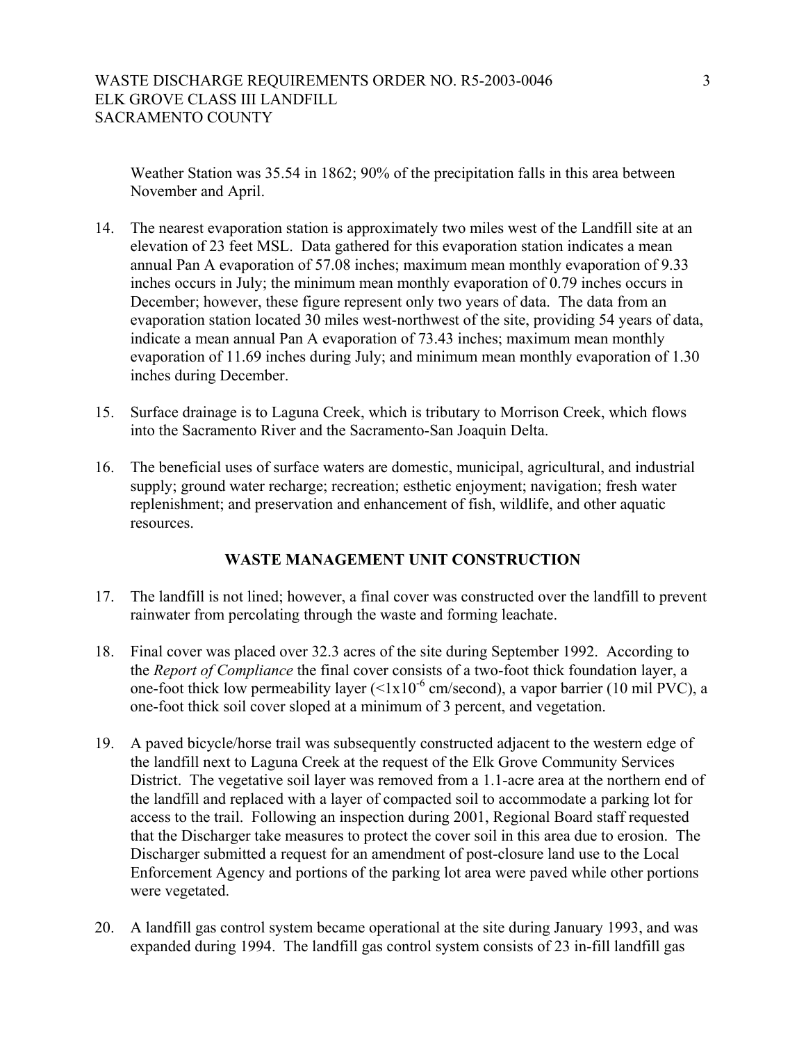Weather Station was 35.54 in 1862; 90% of the precipitation falls in this area between November and April.

14. The nearest evaporation station is approximately two miles west of the Landfill site at an elevation of 23 feet MSL. Data gathered for this evaporation station indicates a mean annual Pan A evaporation of 57.08 inches; maximum mean monthly evaporation of 9.33 inches occurs in July; the minimum mean monthly evaporation of 0.79 inches occurs in December; however, these figure represent only two years of data. The data from an evaporation station located 30 miles west-northwest of the site, providing 54 years of data, indicate a mean annual Pan A evaporation of 73.43 inches; maximum mean monthly evaporation of 11.69 inches during July; and minimum mean monthly evaporation of 1.30 inches during December.

15. Surface drainage is to Laguna Creek, which is tributary to Morrison Creek, which flows into the Sacramento River and the Sacramento-San Joaquin Delta.

16. The beneficial uses of surface waters are domestic, municipal, agricultural, and industrial supply; ground water recharge; recreation; esthetic enjoyment; navigation; fresh water replenishment; and preservation and enhancement of fish, wildlife, and other aquatic resources.

## WASTE MANAGEMENT UNIT CONSTRUCTION

17. The landfill is not lined; however, a final cover was constructed over the landfill to prevent rainwater from percolating through the waste and forming leachate.

18. Final cover was placed over 32.3 acres of the site during September 1992. According to the *Report of Compliance* the final cover consists of a two-foot thick foundation layer, a one-foot thick low permeability layer ($<1 \times 10^{-6}$ cm/second), a vapor barrier (10 mil PVC), a one-foot thick soil cover sloped at a minimum of 3 percent, and vegetation.

19. A paved bicycle/horse trail was subsequently constructed adjacent to the western edge of the landfill next to Laguna Creek at the request of the Elk Grove Community Services District. The vegetative soil layer was removed from a 1.1-acre area at the northern end of the landfill and replaced with a layer of compacted soil to accommodate a parking lot for access to the trail. Following an inspection during 2001, Regional Board staff requested that the Discharger take measures to protect the cover soil in this area due to erosion. The Discharger submitted a request for an amendment of post-closure land use to the Local Enforcement Agency and portions of the parking lot area were paved while other portions were vegetated.

20. A landfill gas control system became operational at the site during January 1993, and was expanded during 1994. The landfill gas control system consists of 23 in-fill landfill gas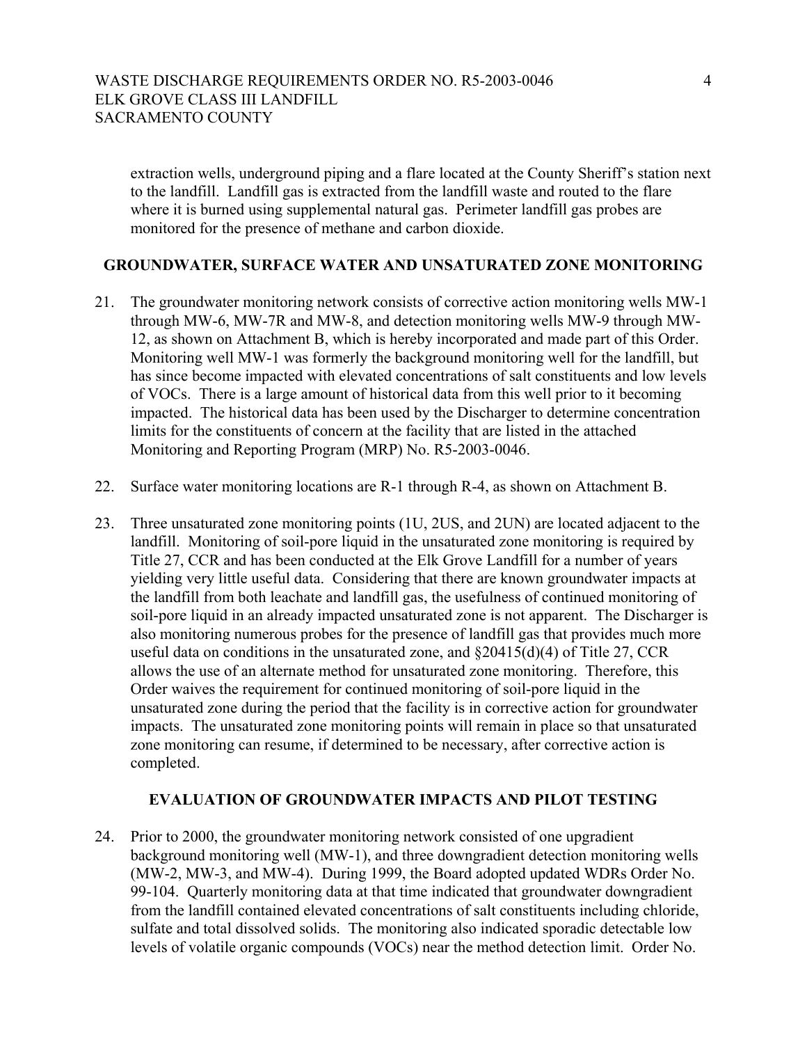extraction wells, underground piping and a flare located at the County Sheriff's station next to the landfill. Landfill gas is extracted from the landfill waste and routed to the flare where it is burned using supplemental natural gas. Perimeter landfill gas probes are monitored for the presence of methane and carbon dioxide.

## GROUNDWATER, SURFACE WATER AND UNSATURATED ZONE MONITORING

21. The groundwater monitoring network consists of corrective action monitoring wells MW-1 through MW-6, MW-7R and MW-8, and detection monitoring wells MW-9 through MW-12, as shown on Attachment B, which is hereby incorporated and made part of this Order. Monitoring well MW-1 was formerly the background monitoring well for the landfill, but has since become impacted with elevated concentrations of salt constituents and low levels of VOCs. There is a large amount of historical data from this well prior to it becoming impacted. The historical data has been used by the Discharger to determine concentration limits for the constituents of concern at the facility that are listed in the attached Monitoring and Reporting Program (MRP) No. R5-2003-0046.

22. Surface water monitoring locations are R-1 through R-4, as shown on Attachment B.

23. Three unsaturated zone monitoring points (1U, 2US, and 2UN) are located adjacent to the landfill. Monitoring of soil-pore liquid in the unsaturated zone monitoring is required by Title 27, CCR and has been conducted at the Elk Grove Landfill for a number of years yielding very little useful data. Considering that there are known groundwater impacts at the landfill from both leachate and landfill gas, the usefulness of continued monitoring of soil-pore liquid in an already impacted unsaturated zone is not apparent. The Discharger is also monitoring numerous probes for the presence of landfill gas that provides much more useful data on conditions in the unsaturated zone, and §20415(d)(4) of Title 27, CCR allows the use of an alternate method for unsaturated zone monitoring. Therefore, this Order waives the requirement for continued monitoring of soil-pore liquid in the unsaturated zone during the period that the facility is in corrective action for groundwater impacts. The unsaturated zone monitoring points will remain in place so that unsaturated zone monitoring can resume, if determined to be necessary, after corrective action is completed.

## EVALUATION OF GROUNDWATER IMPACTS AND PILOT TESTING

24. Prior to 2000, the groundwater monitoring network consisted of one upgradient background monitoring well (MW-1), and three downgradient detection monitoring wells (MW-2, MW-3, and MW-4). During 1999, the Board adopted updated WDRs Order No. 99-104. Quarterly monitoring data at that time indicated that groundwater downgradient from the landfill contained elevated concentrations of salt constituents including chloride, sulfate and total dissolved solids. The monitoring also indicated sporadic detectable low levels of volatile organic compounds (VOCs) near the method detection limit. Order No.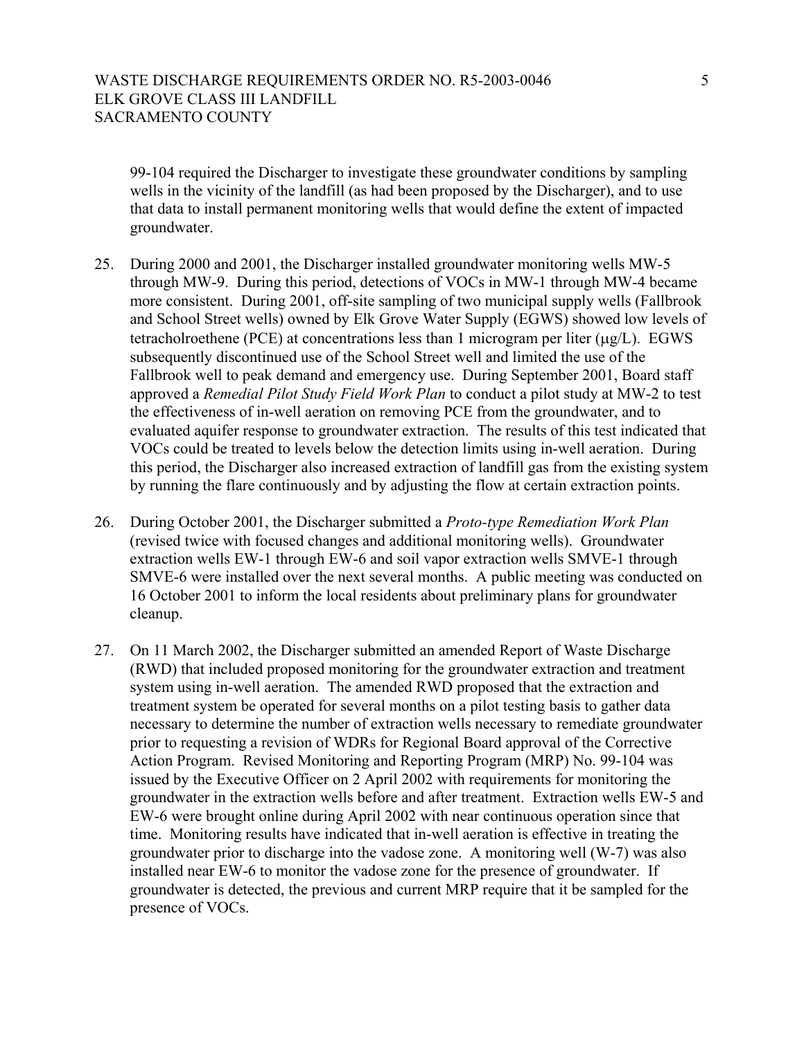99-104 required the Discharger to investigate these groundwater conditions by sampling wells in the vicinity of the landfill (as had been proposed by the Discharger), and to use that data to install permanent monitoring wells that would define the extent of impacted groundwater.

25. During 2000 and 2001, the Discharger installed groundwater monitoring wells MW-5 through MW-9. During this period, detections of VOCs in MW-1 through MW-4 became more consistent. During 2001, off-site sampling of two municipal supply wells (Fallbrook and School Street wells) owned by Elk Grove Water Supply (EGWS) showed low levels of tetracholroethene (PCE) at concentrations less than 1 microgram per liter (μg/L). EGWS subsequently discontinued use of the School Street well and limited the use of the Fallbrook well to peak demand and emergency use. During September 2001, Board staff approved a *Remedial Pilot Study Field Work Plan* to conduct a pilot study at MW-2 to test the effectiveness of in-well aeration on removing PCE from the groundwater, and to evaluated aquifer response to groundwater extraction. The results of this test indicated that VOCs could be treated to levels below the detection limits using in-well aeration. During this period, the Discharger also increased extraction of landfill gas from the existing system by running the flare continuously and by adjusting the flow at certain extraction points.

26. During October 2001, the Discharger submitted a *Proto-type Remediation Work Plan* (revised twice with focused changes and additional monitoring wells). Groundwater extraction wells EW-1 through EW-6 and soil vapor extraction wells SMVE-1 through SMVE-6 were installed over the next several months. A public meeting was conducted on 16 October 2001 to inform the local residents about preliminary plans for groundwater cleanup.

27. On 11 March 2002, the Discharger submitted an amended Report of Waste Discharge (RWD) that included proposed monitoring for the groundwater extraction and treatment system using in-well aeration. The amended RWD proposed that the extraction and treatment system be operated for several months on a pilot testing basis to gather data necessary to determine the number of extraction wells necessary to remediate groundwater prior to requesting a revision of WDRs for Regional Board approval of the Corrective Action Program. Revised Monitoring and Reporting Program (MRP) No. 99-104 was issued by the Executive Officer on 2 April 2002 with requirements for monitoring the groundwater in the extraction wells before and after treatment. Extraction wells EW-5 and EW-6 were brought online during April 2002 with near continuous operation since that time. Monitoring results have indicated that in-well aeration is effective in treating the groundwater prior to discharge into the vadose zone. A monitoring well (W-7) was also installed near EW-6 to monitor the vadose zone for the presence of groundwater. If groundwater is detected, the previous and current MRP require that it be sampled for the presence of VOCs.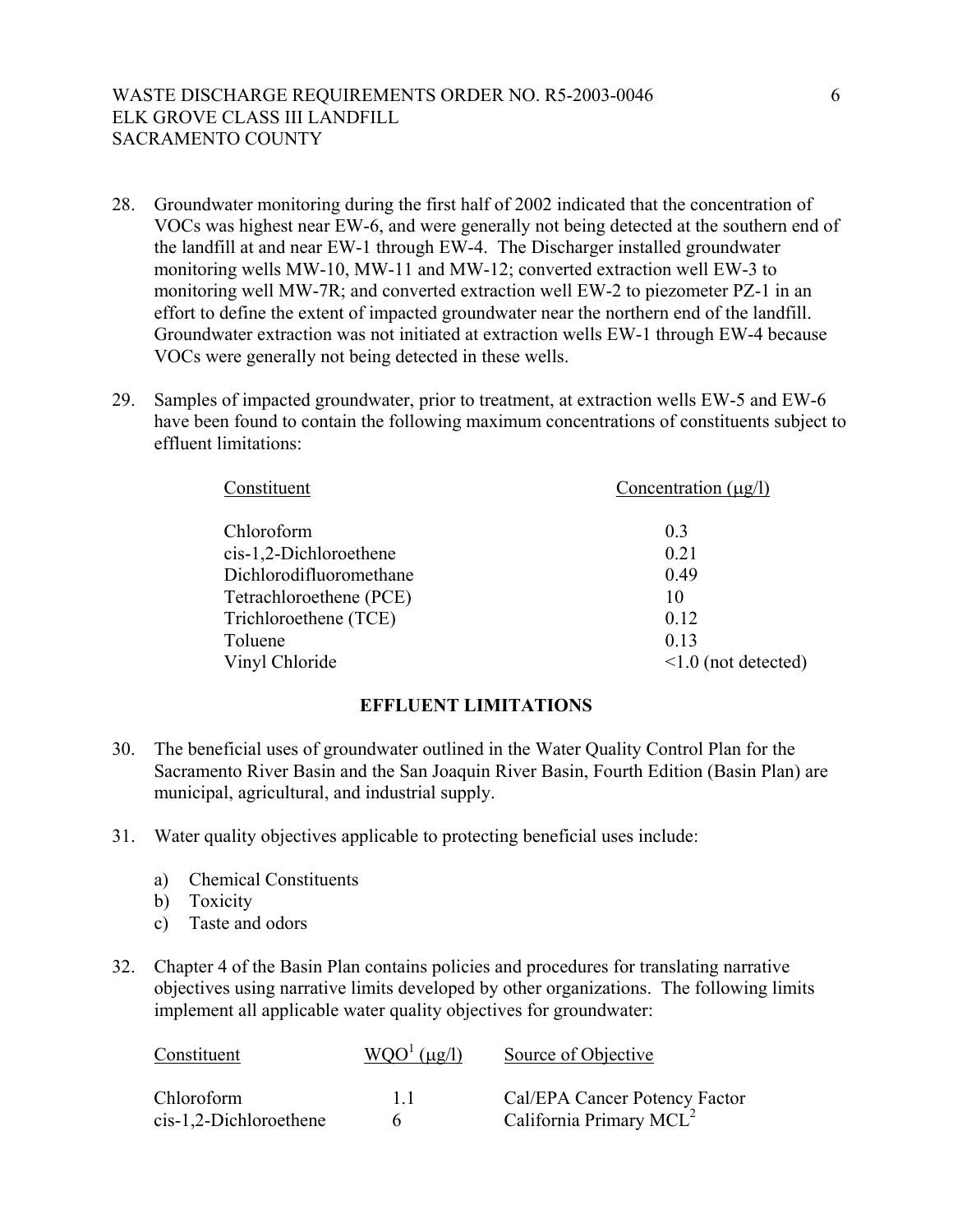28. Groundwater monitoring during the first half of 2002 indicated that the concentration of VOCs was highest near EW-6, and were generally not being detected at the southern end of the landfill at and near EW-1 through EW-4. The Discharger installed groundwater monitoring wells MW-10, MW-11 and MW-12; converted extraction well EW-3 to monitoring well MW-7R; and converted extraction well EW-2 to piezometer PZ-1 in an effort to define the extent of impacted groundwater near the northern end of the landfill. Groundwater extraction was not initiated at extraction wells EW-1 through EW-4 because VOCs were generally not being detected in these wells.

29. Samples of impacted groundwater, prior to treatment, at extraction wells EW-5 and EW-6 have been found to contain the following maximum concentrations of constituents subject to effluent limitations:

| Constituent | Concentration (μg/l) |
|---|---|
| Chloroform | 0.3 |
| cis-1,2-Dichloroethene | 0.21 |
| Dichlorodifluoromethane | 0.49 |
| Tetrachloroethene (PCE) | 10 |
| Trichloroethene (TCE) | 0.12 |
| Toluene | 0.13 |
| Vinyl Chloride | <1.0 (not detected) |

**EFFLUENT LIMITATIONS**

30. The beneficial uses of groundwater outlined in the Water Quality Control Plan for the Sacramento River Basin and the San Joaquin River Basin, Fourth Edition (Basin Plan) are municipal, agricultural, and industrial supply.

31. Water quality objectives applicable to protecting beneficial uses include:

    a) Chemical Constituents
    b) Toxicity
    c) Taste and odors

32. Chapter 4 of the Basin Plan contains policies and procedures for translating narrative objectives using narrative limits developed by other organizations. The following limits implement all applicable water quality objectives for groundwater:

| Constituent | WQO[1] (μg/l) | Source of Objective |
|---|---|---|
| Chloroform | 1.1 | Cal/EPA Cancer Potency Factor |
| cis-1,2-Dichloroethene | 6 | California Primary MCL[2] |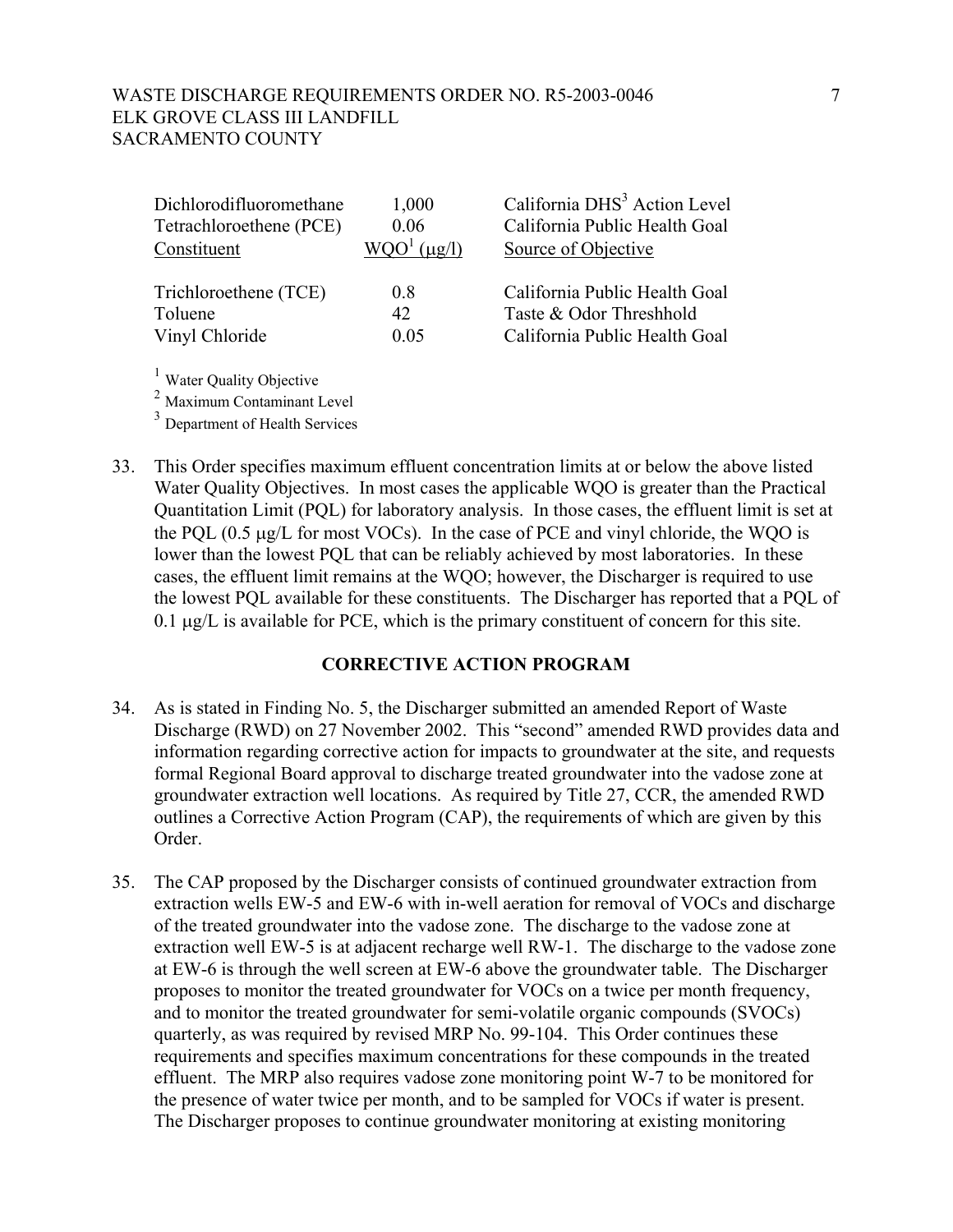| Dichlorodifluoromethane | 1,000 | California DHS[3] Action Level |
|---|---|---|
| Tetrachloroethene (PCE) | 0.06 | California Public Health Goal |
| Constituent | WQO[1] (µg/l) | Source of Objective |
| Trichloroethene (TCE) | 0.8 | California Public Health Goal |
| Toluene | 42 | Taste & Odor Threshhold |
| Vinyl Chloride | 0.05 | California Public Health Goal |

[1] Water Quality Objective
[2] Maximum Contaminant Level
[3] Department of Health Services

33. This Order specifies maximum effluent concentration limits at or below the above listed Water Quality Objectives. In most cases the applicable WQO is greater than the Practical Quantitation Limit (PQL) for laboratory analysis. In those cases, the effluent limit is set at the PQL (0.5 µg/L for most VOCs). In the case of PCE and vinyl chloride, the WQO is lower than the lowest PQL that can be reliably achieved by most laboratories. In these cases, the effluent limit remains at the WQO; however, the Discharger is required to use the lowest PQL available for these constituents. The Discharger has reported that a PQL of 0.1 µg/L is available for PCE, which is the primary constituent of concern for this site.

## CORRECTIVE ACTION PROGRAM

34. As is stated in Finding No. 5, the Discharger submitted an amended Report of Waste Discharge (RWD) on 27 November 2002. This "second" amended RWD provides data and information regarding corrective action for impacts to groundwater at the site, and requests formal Regional Board approval to discharge treated groundwater into the vadose zone at groundwater extraction well locations. As required by Title 27, CCR, the amended RWD outlines a Corrective Action Program (CAP), the requirements of which are given by this Order.

35. The CAP proposed by the Discharger consists of continued groundwater extraction from extraction wells EW-5 and EW-6 with in-well aeration for removal of VOCs and discharge of the treated groundwater into the vadose zone. The discharge to the vadose zone at extraction well EW-5 is at adjacent recharge well RW-1. The discharge to the vadose zone at EW-6 is through the well screen at EW-6 above the groundwater table. The Discharger proposes to monitor the treated groundwater for VOCs on a twice per month frequency, and to monitor the treated groundwater for semi-volatile organic compounds (SVOCs) quarterly, as was required by revised MRP No. 99-104. This Order continues these requirements and specifies maximum concentrations for these compounds in the treated effluent. The MRP also requires vadose zone monitoring point W-7 to be monitored for the presence of water twice per month, and to be sampled for VOCs if water is present. The Discharger proposes to continue groundwater monitoring at existing monitoring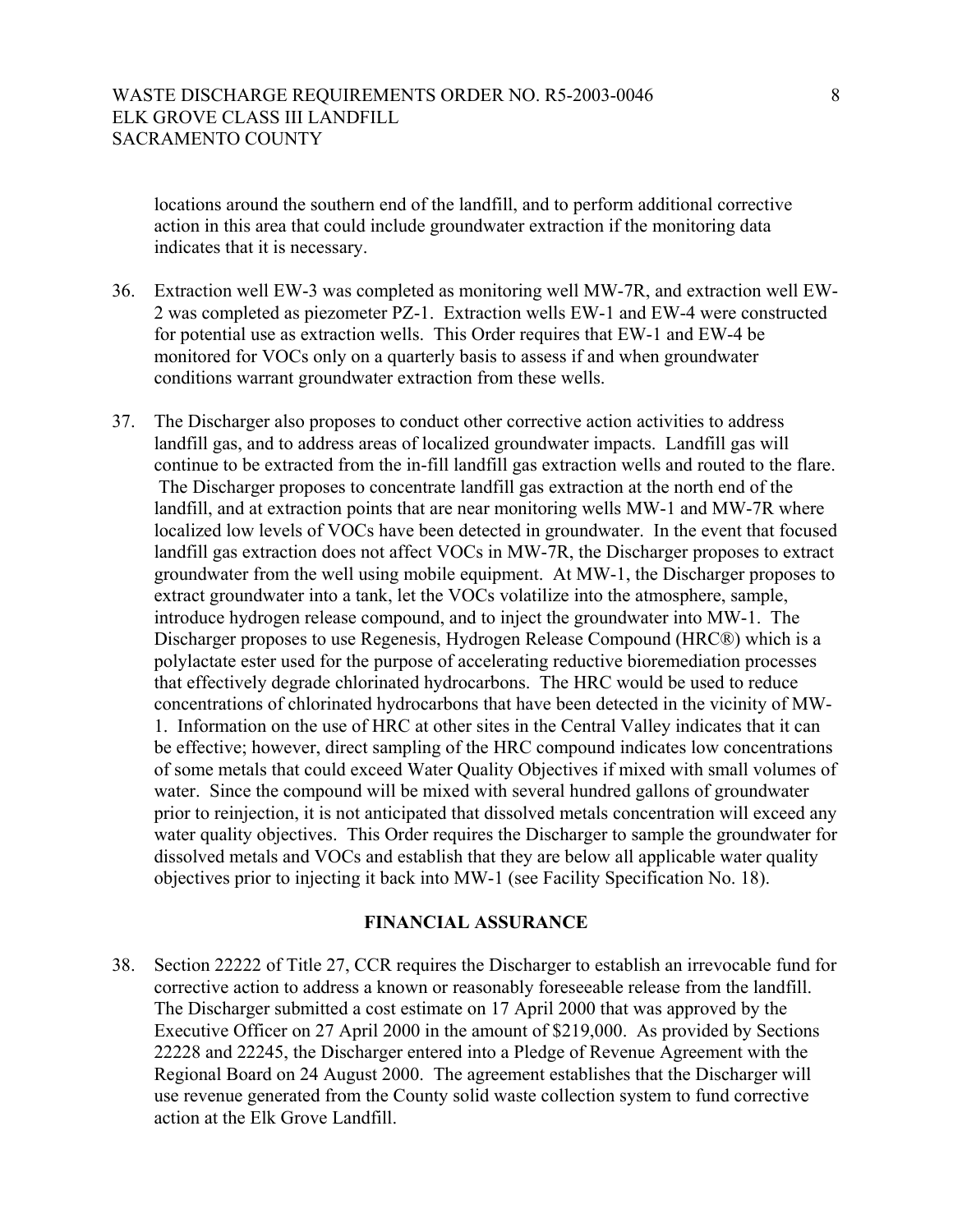locations around the southern end of the landfill, and to perform additional corrective action in this area that could include groundwater extraction if the monitoring data indicates that it is necessary.

36. Extraction well EW-3 was completed as monitoring well MW-7R, and extraction well EW-2 was completed as piezometer PZ-1. Extraction wells EW-1 and EW-4 were constructed for potential use as extraction wells. This Order requires that EW-1 and EW-4 be monitored for VOCs only on a quarterly basis to assess if and when groundwater conditions warrant groundwater extraction from these wells.

37. The Discharger also proposes to conduct other corrective action activities to address landfill gas, and to address areas of localized groundwater impacts. Landfill gas will continue to be extracted from the in-fill landfill gas extraction wells and routed to the flare. The Discharger proposes to concentrate landfill gas extraction at the north end of the landfill, and at extraction points that are near monitoring wells MW-1 and MW-7R where localized low levels of VOCs have been detected in groundwater. In the event that focused landfill gas extraction does not affect VOCs in MW-7R, the Discharger proposes to extract groundwater from the well using mobile equipment. At MW-1, the Discharger proposes to extract groundwater into a tank, let the VOCs volatilize into the atmosphere, sample, introduce hydrogen release compound, and to inject the groundwater into MW-1. The Discharger proposes to use Regenesis, Hydrogen Release Compound (HRC®) which is a polylactate ester used for the purpose of accelerating reductive bioremediation processes that effectively degrade chlorinated hydrocarbons. The HRC would be used to reduce concentrations of chlorinated hydrocarbons that have been detected in the vicinity of MW-1. Information on the use of HRC at other sites in the Central Valley indicates that it can be effective; however, direct sampling of the HRC compound indicates low concentrations of some metals that could exceed Water Quality Objectives if mixed with small volumes of water. Since the compound will be mixed with several hundred gallons of groundwater prior to reinjection, it is not anticipated that dissolved metals concentration will exceed any water quality objectives. This Order requires the Discharger to sample the groundwater for dissolved metals and VOCs and establish that they are below all applicable water quality objectives prior to injecting it back into MW-1 (see Facility Specification No. 18).

## FINANCIAL ASSURANCE

38. Section 22222 of Title 27, CCR requires the Discharger to establish an irrevocable fund for corrective action to address a known or reasonably foreseeable release from the landfill. The Discharger submitted a cost estimate on 17 April 2000 that was approved by the Executive Officer on 27 April 2000 in the amount of $219,000. As provided by Sections 22228 and 22245, the Discharger entered into a Pledge of Revenue Agreement with the Regional Board on 24 August 2000. The agreement establishes that the Discharger will use revenue generated from the County solid waste collection system to fund corrective action at the Elk Grove Landfill.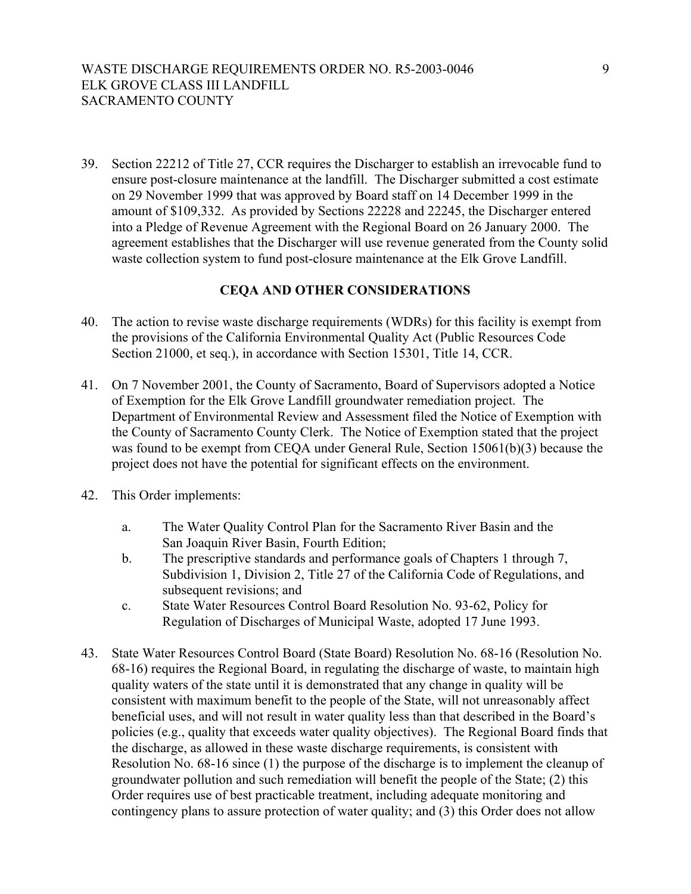39. Section 22212 of Title 27, CCR requires the Discharger to establish an irrevocable fund to ensure post-closure maintenance at the landfill. The Discharger submitted a cost estimate on 29 November 1999 that was approved by Board staff on 14 December 1999 in the amount of $109,332. As provided by Sections 22228 and 22245, the Discharger entered into a Pledge of Revenue Agreement with the Regional Board on 26 January 2000. The agreement establishes that the Discharger will use revenue generated from the County solid waste collection system to fund post-closure maintenance at the Elk Grove Landfill.

## CEQA AND OTHER CONSIDERATIONS

40. The action to revise waste discharge requirements (WDRs) for this facility is exempt from the provisions of the California Environmental Quality Act (Public Resources Code Section 21000, et seq.), in accordance with Section 15301, Title 14, CCR.

41. On 7 November 2001, the County of Sacramento, Board of Supervisors adopted a Notice of Exemption for the Elk Grove Landfill groundwater remediation project. The Department of Environmental Review and Assessment filed the Notice of Exemption with the County of Sacramento County Clerk. The Notice of Exemption stated that the project was found to be exempt from CEQA under General Rule, Section 15061(b)(3) because the project does not have the potential for significant effects on the environment.

42. This Order implements:

    a. The Water Quality Control Plan for the Sacramento River Basin and the San Joaquin River Basin, Fourth Edition;
    b. The prescriptive standards and performance goals of Chapters 1 through 7, Subdivision 1, Division 2, Title 27 of the California Code of Regulations, and subsequent revisions; and
    c. State Water Resources Control Board Resolution No. 93-62, Policy for Regulation of Discharges of Municipal Waste, adopted 17 June 1993.

43. State Water Resources Control Board (State Board) Resolution No. 68-16 (Resolution No. 68-16) requires the Regional Board, in regulating the discharge of waste, to maintain high quality waters of the state until it is demonstrated that any change in quality will be consistent with maximum benefit to the people of the State, will not unreasonably affect beneficial uses, and will not result in water quality less than that described in the Board's policies (e.g., quality that exceeds water quality objectives). The Regional Board finds that the discharge, as allowed in these waste discharge requirements, is consistent with Resolution No. 68-16 since (1) the purpose of the discharge is to implement the cleanup of groundwater pollution and such remediation will benefit the people of the State; (2) this Order requires use of best practicable treatment, including adequate monitoring and contingency plans to assure protection of water quality; and (3) this Order does not allow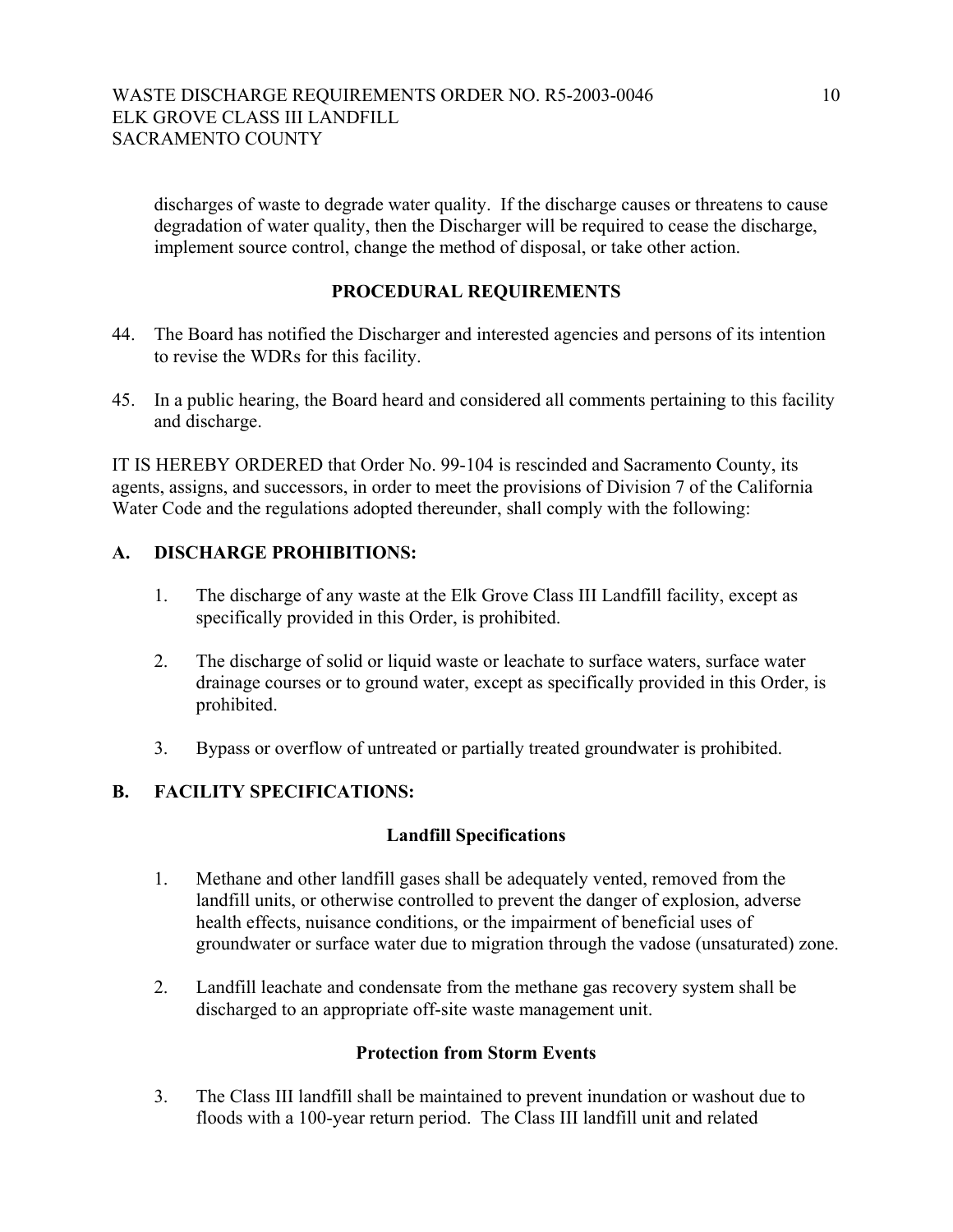discharges of waste to degrade water quality. If the discharge causes or threatens to cause degradation of water quality, then the Discharger will be required to cease the discharge, implement source control, change the method of disposal, or take other action.

## PROCEDURAL REQUIREMENTS

44. The Board has notified the Discharger and interested agencies and persons of its intention to revise the WDRs for this facility.

45. In a public hearing, the Board heard and considered all comments pertaining to this facility and discharge.

IT IS HEREBY ORDERED that Order No. 99-104 is rescinded and Sacramento County, its agents, assigns, and successors, in order to meet the provisions of Division 7 of the California Water Code and the regulations adopted thereunder, shall comply with the following:

## A. DISCHARGE PROHIBITIONS:

1. The discharge of any waste at the Elk Grove Class III Landfill facility, except as specifically provided in this Order, is prohibited.

2. The discharge of solid or liquid waste or leachate to surface waters, surface water drainage courses or to ground water, except as specifically provided in this Order, is prohibited.

3. Bypass or overflow of untreated or partially treated groundwater is prohibited.

## B. FACILITY SPECIFICATIONS:

### Landfill Specifications

1. Methane and other landfill gases shall be adequately vented, removed from the landfill units, or otherwise controlled to prevent the danger of explosion, adverse health effects, nuisance conditions, or the impairment of beneficial uses of groundwater or surface water due to migration through the vadose (unsaturated) zone.

2. Landfill leachate and condensate from the methane gas recovery system shall be discharged to an appropriate off-site waste management unit.

### Protection from Storm Events

3. The Class III landfill shall be maintained to prevent inundation or washout due to floods with a 100-year return period. The Class III landfill unit and related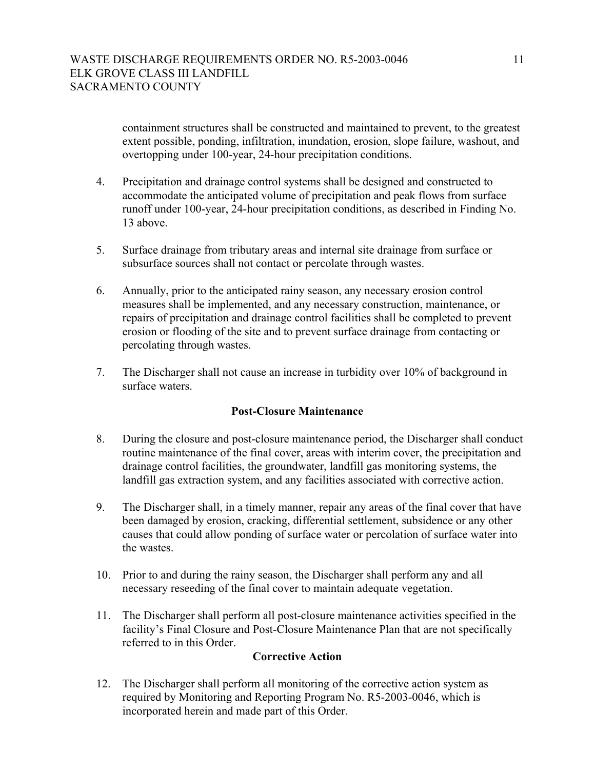containment structures shall be constructed and maintained to prevent, to the greatest extent possible, ponding, infiltration, inundation, erosion, slope failure, washout, and overtopping under 100-year, 24-hour precipitation conditions.

4. Precipitation and drainage control systems shall be designed and constructed to accommodate the anticipated volume of precipitation and peak flows from surface runoff under 100-year, 24-hour precipitation conditions, as described in Finding No. 13 above.

5. Surface drainage from tributary areas and internal site drainage from surface or subsurface sources shall not contact or percolate through wastes.

6. Annually, prior to the anticipated rainy season, any necessary erosion control measures shall be implemented, and any necessary construction, maintenance, or repairs of precipitation and drainage control facilities shall be completed to prevent erosion or flooding of the site and to prevent surface drainage from contacting or percolating through wastes.

7. The Discharger shall not cause an increase in turbidity over 10% of background in surface waters.

**Post-Closure Maintenance**

8. During the closure and post-closure maintenance period, the Discharger shall conduct routine maintenance of the final cover, areas with interim cover, the precipitation and drainage control facilities, the groundwater, landfill gas monitoring systems, the landfill gas extraction system, and any facilities associated with corrective action.

9. The Discharger shall, in a timely manner, repair any areas of the final cover that have been damaged by erosion, cracking, differential settlement, subsidence or any other causes that could allow ponding of surface water or percolation of surface water into the wastes.

10. Prior to and during the rainy season, the Discharger shall perform any and all necessary reseeding of the final cover to maintain adequate vegetation.

11. The Discharger shall perform all post-closure maintenance activities specified in the facility's Final Closure and Post-Closure Maintenance Plan that are not specifically referred to in this Order.

**Corrective Action**

12. The Discharger shall perform all monitoring of the corrective action system as required by Monitoring and Reporting Program No. R5-2003-0046, which is incorporated herein and made part of this Order.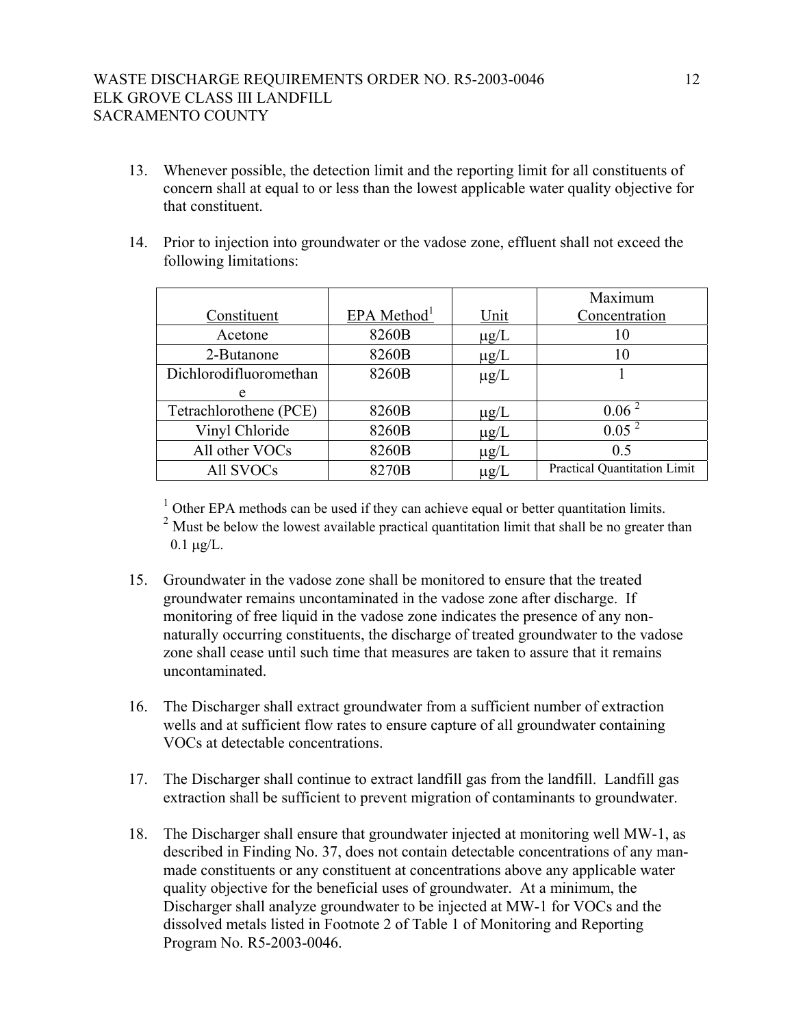13. Whenever possible, the detection limit and the reporting limit for all constituents of concern shall at equal to or less than the lowest applicable water quality objective for that constituent.

14. Prior to injection into groundwater or the vadose zone, effluent shall not exceed the following limitations:

| Constituent | EPA Method[1] | Unit | Maximum Concentration |
|---|---|---|---|
| Acetone | 8260B | μg/L | 10 |
| 2-Butanone | 8260B | μg/L | 10 |
| Dichlorodifluoromethane | 8260B | μg/L | 1 |
| Tetrachlorothene (PCE) | 8260B | μg/L | 0.06 [2] |
| Vinyl Chloride | 8260B | μg/L | 0.05 [2] |
| All other VOCs | 8260B | μg/L | 0.5 |
| All SVOCs | 8270B | μg/L | Practical Quantitation Limit |

[1] Other EPA methods can be used if they can achieve equal or better quantitation limits.
[2] Must be below the lowest available practical quantitation limit that shall be no greater than 0.1 μg/L.

15. Groundwater in the vadose zone shall be monitored to ensure that the treated groundwater remains uncontaminated in the vadose zone after discharge. If monitoring of free liquid in the vadose zone indicates the presence of any non-naturally occurring constituents, the discharge of treated groundwater to the vadose zone shall cease until such time that measures are taken to assure that it remains uncontaminated.

16. The Discharger shall extract groundwater from a sufficient number of extraction wells and at sufficient flow rates to ensure capture of all groundwater containing VOCs at detectable concentrations.

17. The Discharger shall continue to extract landfill gas from the landfill. Landfill gas extraction shall be sufficient to prevent migration of contaminants to groundwater.

18. The Discharger shall ensure that groundwater injected at monitoring well MW-1, as described in Finding No. 37, does not contain detectable concentrations of any man-made constituents or any constituent at concentrations above any applicable water quality objective for the beneficial uses of groundwater. At a minimum, the Discharger shall analyze groundwater to be injected at MW-1 for VOCs and the dissolved metals listed in Footnote 2 of Table 1 of Monitoring and Reporting Program No. R5-2003-0046.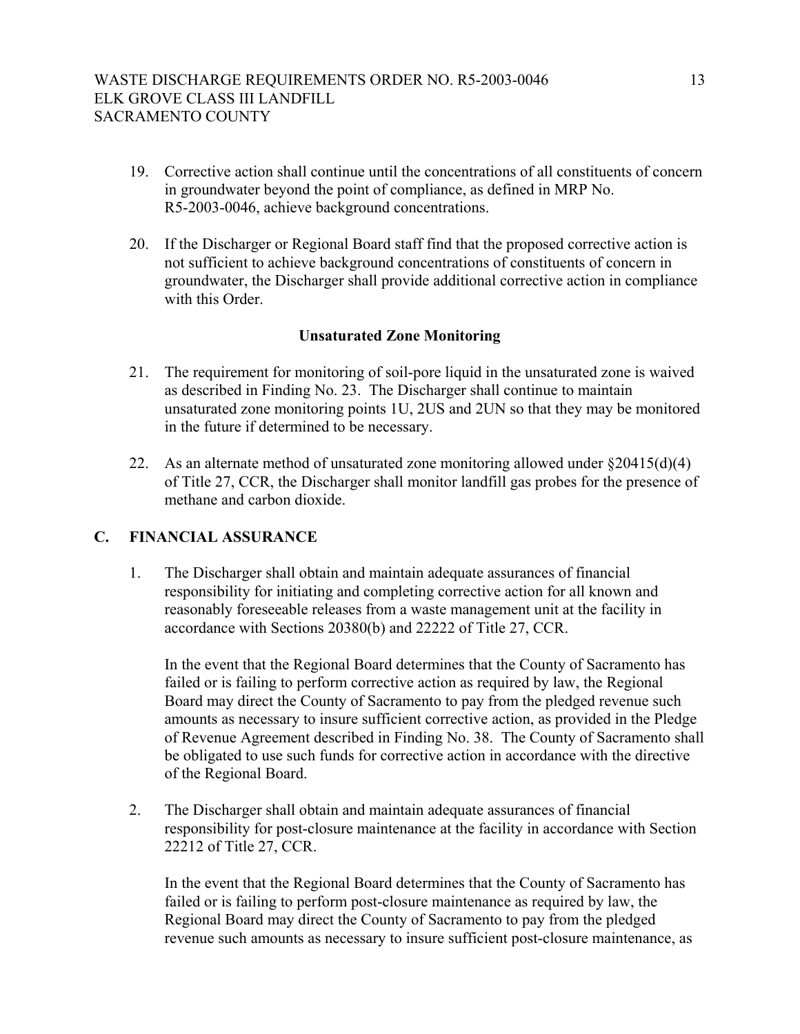19. Corrective action shall continue until the concentrations of all constituents of concern in groundwater beyond the point of compliance, as defined in MRP No. R5-2003-0046, achieve background concentrations.

20. If the Discharger or Regional Board staff find that the proposed corrective action is not sufficient to achieve background concentrations of constituents of concern in groundwater, the Discharger shall provide additional corrective action in compliance with this Order.

### Unsaturated Zone Monitoring

21. The requirement for monitoring of soil-pore liquid in the unsaturated zone is waived as described in Finding No. 23. The Discharger shall continue to maintain unsaturated zone monitoring points 1U, 2US and 2UN so that they may be monitored in the future if determined to be necessary.

22. As an alternate method of unsaturated zone monitoring allowed under §20415(d)(4) of Title 27, CCR, the Discharger shall monitor landfill gas probes for the presence of methane and carbon dioxide.

## C. FINANCIAL ASSURANCE

1. The Discharger shall obtain and maintain adequate assurances of financial responsibility for initiating and completing corrective action for all known and reasonably foreseeable releases from a waste management unit at the facility in accordance with Sections 20380(b) and 22222 of Title 27, CCR.

   In the event that the Regional Board determines that the County of Sacramento has failed or is failing to perform corrective action as required by law, the Regional Board may direct the County of Sacramento to pay from the pledged revenue such amounts as necessary to insure sufficient corrective action, as provided in the Pledge of Revenue Agreement described in Finding No. 38. The County of Sacramento shall be obligated to use such funds for corrective action in accordance with the directive of the Regional Board.

2. The Discharger shall obtain and maintain adequate assurances of financial responsibility for post-closure maintenance at the facility in accordance with Section 22212 of Title 27, CCR.

   In the event that the Regional Board determines that the County of Sacramento has failed or is failing to perform post-closure maintenance as required by law, the Regional Board may direct the County of Sacramento to pay from the pledged revenue such amounts as necessary to insure sufficient post-closure maintenance, as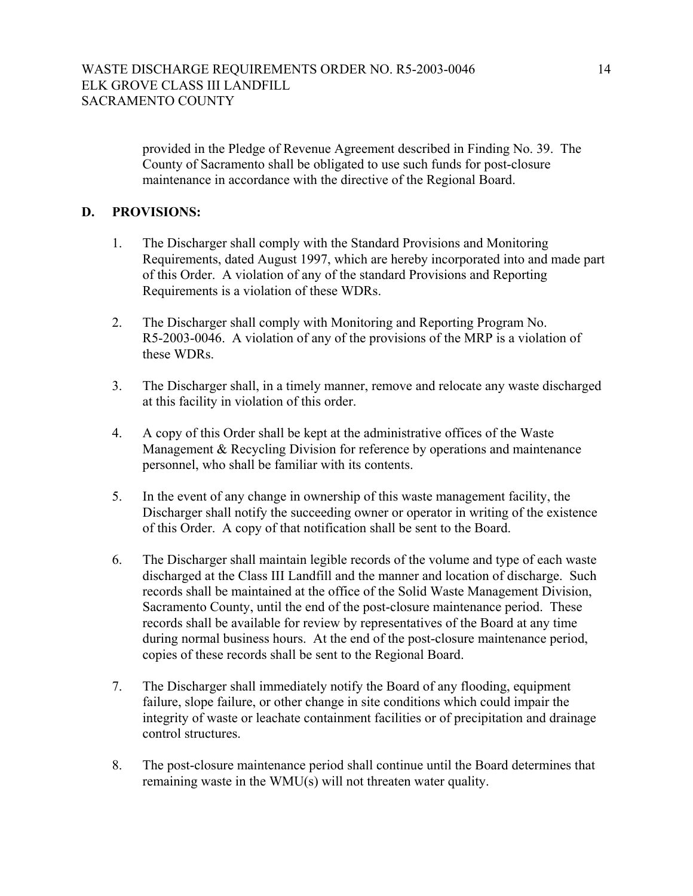provided in the Pledge of Revenue Agreement described in Finding No. 39. The County of Sacramento shall be obligated to use such funds for post-closure maintenance in accordance with the directive of the Regional Board.

## D. PROVISIONS:

1. The Discharger shall comply with the Standard Provisions and Monitoring Requirements, dated August 1997, which are hereby incorporated into and made part of this Order. A violation of any of the standard Provisions and Reporting Requirements is a violation of these WDRs.

2. The Discharger shall comply with Monitoring and Reporting Program No. R5-2003-0046. A violation of any of the provisions of the MRP is a violation of these WDRs.

3. The Discharger shall, in a timely manner, remove and relocate any waste discharged at this facility in violation of this order.

4. A copy of this Order shall be kept at the administrative offices of the Waste Management & Recycling Division for reference by operations and maintenance personnel, who shall be familiar with its contents.

5. In the event of any change in ownership of this waste management facility, the Discharger shall notify the succeeding owner or operator in writing of the existence of this Order. A copy of that notification shall be sent to the Board.

6. The Discharger shall maintain legible records of the volume and type of each waste discharged at the Class III Landfill and the manner and location of discharge. Such records shall be maintained at the office of the Solid Waste Management Division, Sacramento County, until the end of the post-closure maintenance period. These records shall be available for review by representatives of the Board at any time during normal business hours. At the end of the post-closure maintenance period, copies of these records shall be sent to the Regional Board.

7. The Discharger shall immediately notify the Board of any flooding, equipment failure, slope failure, or other change in site conditions which could impair the integrity of waste or leachate containment facilities or of precipitation and drainage control structures.

8. The post-closure maintenance period shall continue until the Board determines that remaining waste in the WMU(s) will not threaten water quality.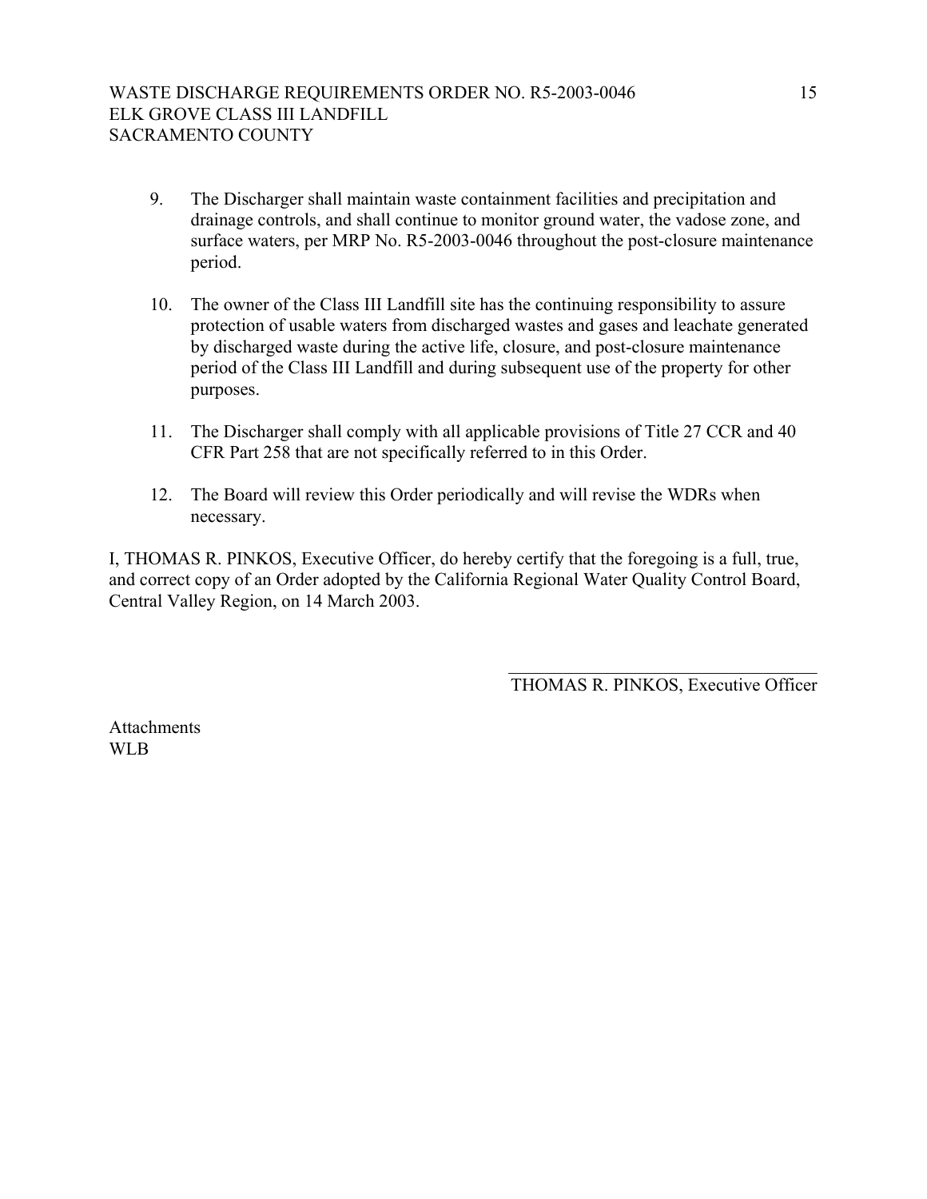9. The Discharger shall maintain waste containment facilities and precipitation and drainage controls, and shall continue to monitor ground water, the vadose zone, and surface waters, per MRP No. R5-2003-0046 throughout the post-closure maintenance period.

10. The owner of the Class III Landfill site has the continuing responsibility to assure protection of usable waters from discharged wastes and gases and leachate generated by discharged waste during the active life, closure, and post-closure maintenance period of the Class III Landfill and during subsequent use of the property for other purposes.

11. The Discharger shall comply with all applicable provisions of Title 27 CCR and 40 CFR Part 258 that are not specifically referred to in this Order.

12. The Board will review this Order periodically and will revise the WDRs when necessary.

I, THOMAS R. PINKOS, Executive Officer, do hereby certify that the foregoing is a full, true, and correct copy of an Order adopted by the California Regional Water Quality Control Board, Central Valley Region, on 14 March 2003.

\_\_\_\_\_\_\_\_\_\_\_\_\_\_\_\_\_\_\_\_\_\_\_\_\_\_\_\_\_\_\_\_\_\_\_\_

THOMAS R. PINKOS, Executive Officer

Attachments
WLB